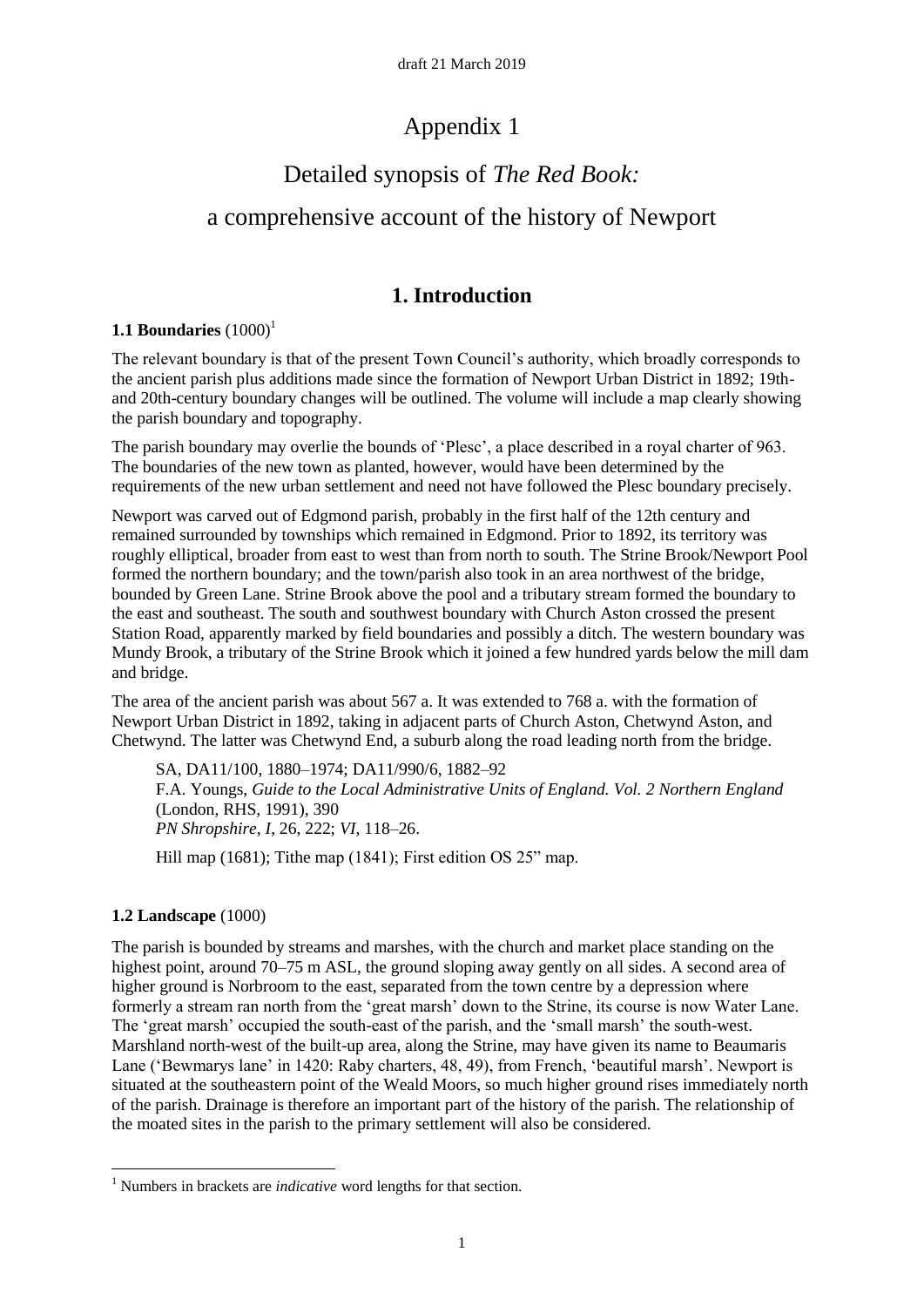draft 21 March 2019

# Appendix 1

# Detailed synopsis of *The Red Book:* a comprehensive account of the history of Newport

## 1. Introduction

### 1.1 Boundaries (1000)[1]

The relevant boundary is that of the present Town Council's authority, which broadly corresponds to the ancient parish plus additions made since the formation of Newport Urban District in 1892; 19th- and 20th-century boundary changes will be outlined. The volume will include a map clearly showing the parish boundary and topography.

The parish boundary may overlie the bounds of 'Plesc', a place described in a royal charter of 963. The boundaries of the new town as planted, however, would have been determined by the requirements of the new urban settlement and need not have followed the Plesc boundary precisely.

Newport was carved out of Edgmond parish, probably in the first half of the 12th century and remained surrounded by townships which remained in Edgmond. Prior to 1892, its territory was roughly elliptical, broader from east to west than from north to south. The Strine Brook/Newport Pool formed the northern boundary; and the town/parish also took in an area northwest of the bridge, bounded by Green Lane. Strine Brook above the pool and a tributary stream formed the boundary to the east and southeast. The south and southwest boundary with Church Aston crossed the present Station Road, apparently marked by field boundaries and possibly a ditch. The western boundary was Mundy Brook, a tributary of the Strine Brook which it joined a few hundred yards below the mill dam and bridge.

The area of the ancient parish was about 567 a. It was extended to 768 a. with the formation of Newport Urban District in 1892, taking in adjacent parts of Church Aston, Chetwynd Aston, and Chetwynd. The latter was Chetwynd End, a suburb along the road leading north from the bridge.

> SA, DA11/100, 1880–1974; DA11/990/6, 1882–92
> F.A. Youngs, *Guide to the Local Administrative Units of England. Vol. 2 Northern England* (London, RHS, 1991), 390
> *PN Shropshire*, *I*, 26, 222; *VI*, 118–26.
>
> Hill map (1681); Tithe map (1841); First edition OS 25" map.

### 1.2 Landscape (1000)

The parish is bounded by streams and marshes, with the church and market place standing on the highest point, around 70–75 m ASL, the ground sloping away gently on all sides. A second area of higher ground is Norbroom to the east, separated from the town centre by a depression where formerly a stream ran north from the 'great marsh' down to the Strine, its course is now Water Lane. The 'great marsh' occupied the south-east of the parish, and the 'small marsh' the south-west. Marshland north-west of the built-up area, along the Strine, may have given its name to Beaumaris Lane ('Bewmarys lane' in 1420: Raby charters, 48, 49), from French, 'beautiful marsh'. Newport is situated at the southeastern point of the Weald Moors, so much higher ground rises immediately north of the parish. Drainage is therefore an important part of the history of the parish. The relationship of the moated sites in the parish to the primary settlement will also be considered.

[1] Numbers in brackets are *indicative* word lengths for that section.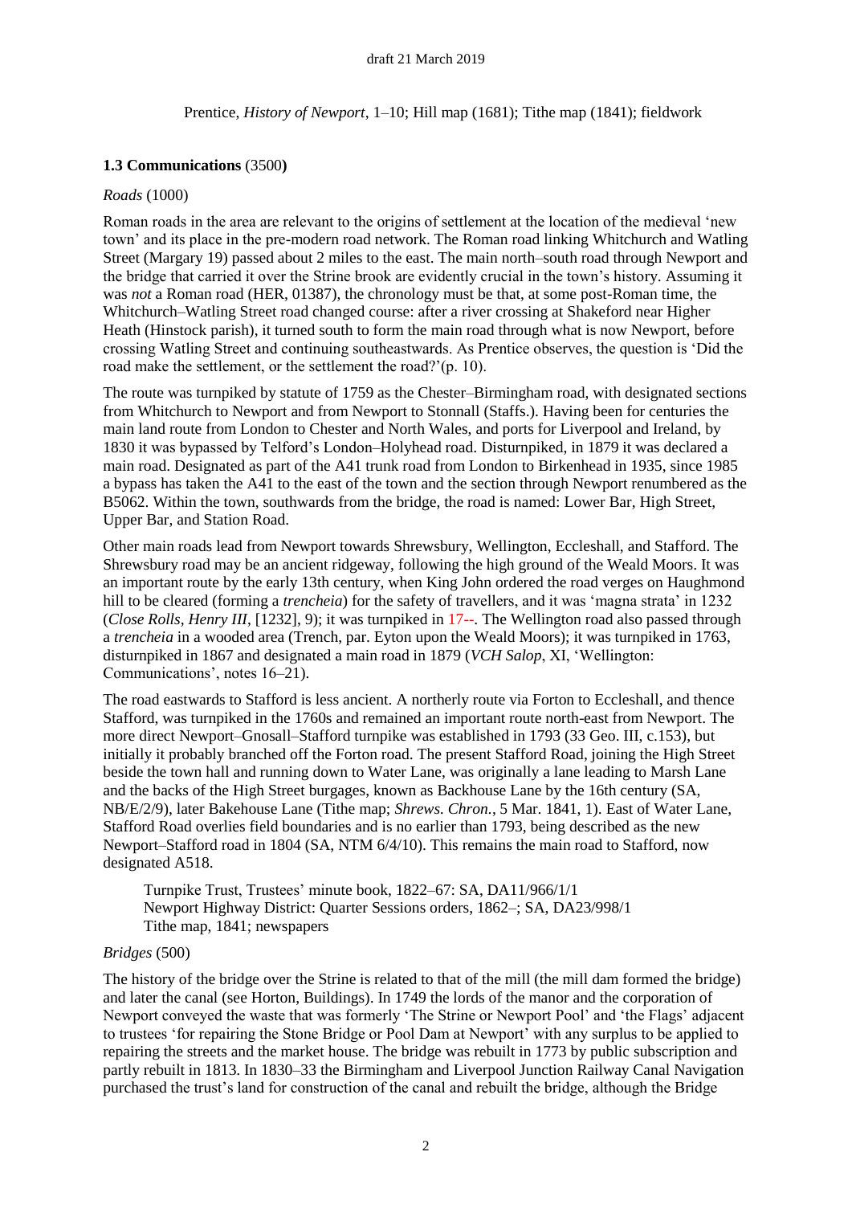Prentice, *History of Newport*, 1–10; Hill map (1681); Tithe map (1841); fieldwork

### 1.3 Communications (3500)

*Roads* (1000)

Roman roads in the area are relevant to the origins of settlement at the location of the medieval 'new town' and its place in the pre-modern road network. The Roman road linking Whitchurch and Watling Street (Margary 19) passed about 2 miles to the east. The main north–south road through Newport and the bridge that carried it over the Strine brook are evidently crucial in the town's history. Assuming it was *not* a Roman road (HER, 01387), the chronology must be that, at some post-Roman time, the Whitchurch–Watling Street road changed course: after a river crossing at Shakeford near Higher Heath (Hinstock parish), it turned south to form the main road through what is now Newport, before crossing Watling Street and continuing southeastwards. As Prentice observes, the question is 'Did the road make the settlement, or the settlement the road?'(p. 10).

The route was turnpiked by statute of 1759 as the Chester–Birmingham road, with designated sections from Whitchurch to Newport and from Newport to Stonnall (Staffs.). Having been for centuries the main land route from London to Chester and North Wales, and ports for Liverpool and Ireland, by 1830 it was bypassed by Telford's London–Holyhead road. Disturnpiked, in 1879 it was declared a main road. Designated as part of the A41 trunk road from London to Birkenhead in 1935, since 1985 a bypass has taken the A41 to the east of the town and the section through Newport renumbered as the B5062. Within the town, southwards from the bridge, the road is named: Lower Bar, High Street, Upper Bar, and Station Road.

Other main roads lead from Newport towards Shrewsbury, Wellington, Eccleshall, and Stafford. The Shrewsbury road may be an ancient ridgeway, following the high ground of the Weald Moors. It was an important route by the early 13th century, when King John ordered the road verges on Haughmond hill to be cleared (forming a *trencheia*) for the safety of travellers, and it was 'magna strata' in 1232 (*Close Rolls, Henry III*, [1232], 9); it was turnpiked in 17--. The Wellington road also passed through a *trencheia* in a wooded area (Trench, par. Eyton upon the Weald Moors); it was turnpiked in 1763, disturnpiked in 1867 and designated a main road in 1879 (*VCH Salop*, XI, 'Wellington: Communications', notes 16–21).

The road eastwards to Stafford is less ancient. A northerly route via Forton to Eccleshall, and thence Stafford, was turnpiked in the 1760s and remained an important route north-east from Newport. The more direct Newport–Gnosall–Stafford turnpike was established in 1793 (33 Geo. III, c.153), but initially it probably branched off the Forton road. The present Stafford Road, joining the High Street beside the town hall and running down to Water Lane, was originally a lane leading to Marsh Lane and the backs of the High Street burgages, known as Backhouse Lane by the 16th century (SA, NB/E/2/9), later Bakehouse Lane (Tithe map; *Shrews. Chron.*, 5 Mar. 1841, 1). East of Water Lane, Stafford Road overlies field boundaries and is no earlier than 1793, being described as the new Newport–Stafford road in 1804 (SA, NTM 6/4/10). This remains the main road to Stafford, now designated A518.

> Turnpike Trust, Trustees' minute book, 1822–67: SA, DA11/966/1/1
> Newport Highway District: Quarter Sessions orders, 1862–; SA, DA23/998/1
> Tithe map, 1841; newspapers

*Bridges* (500)

The history of the bridge over the Strine is related to that of the mill (the mill dam formed the bridge) and later the canal (see Horton, Buildings). In 1749 the lords of the manor and the corporation of Newport conveyed the waste that was formerly 'The Strine or Newport Pool' and 'the Flags' adjacent to trustees 'for repairing the Stone Bridge or Pool Dam at Newport' with any surplus to be applied to repairing the streets and the market house. The bridge was rebuilt in 1773 by public subscription and partly rebuilt in 1813. In 1830–33 the Birmingham and Liverpool Junction Railway Canal Navigation purchased the trust's land for construction of the canal and rebuilt the bridge, although the Bridge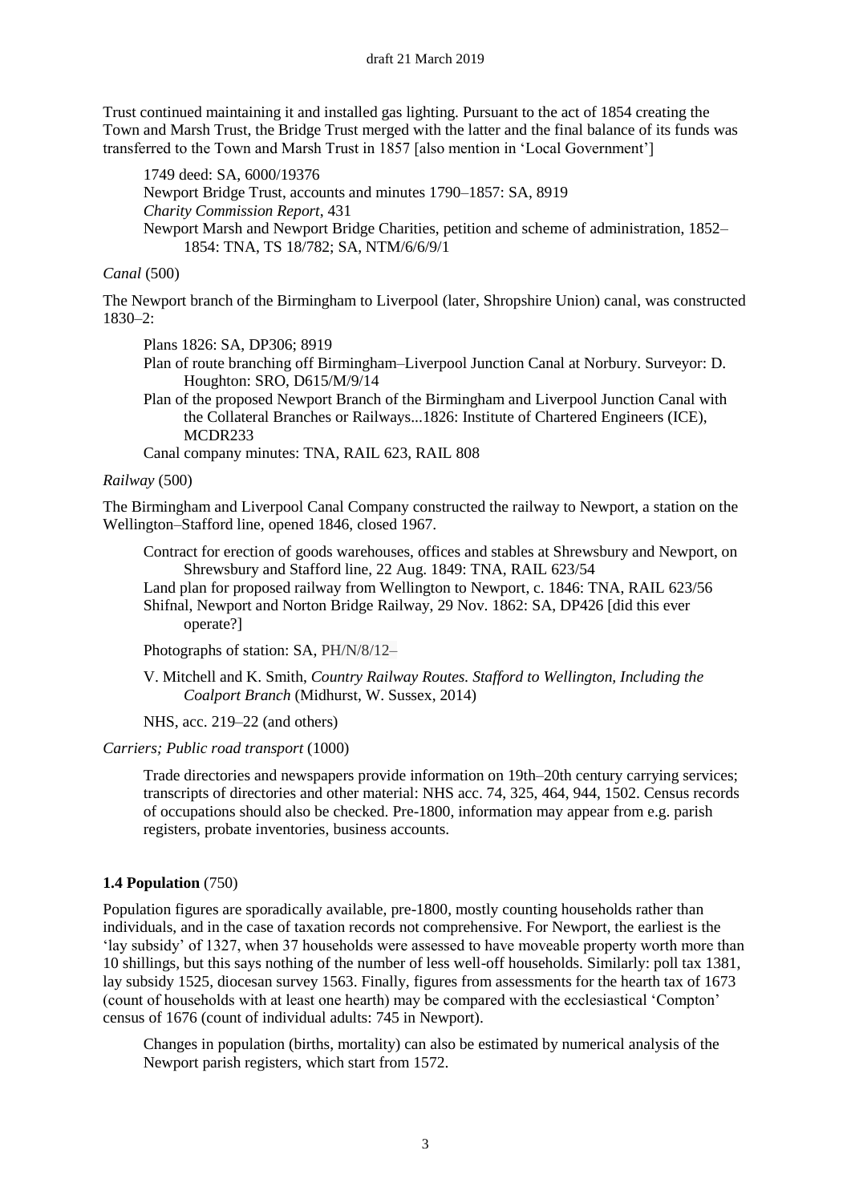Trust continued maintaining it and installed gas lighting. Pursuant to the act of 1854 creating the Town and Marsh Trust, the Bridge Trust merged with the latter and the final balance of its funds was transferred to the Town and Marsh Trust in 1857 [also mention in 'Local Government']

> 1749 deed: SA, 6000/19376
> Newport Bridge Trust, accounts and minutes 1790–1857: SA, 8919
> *Charity Commission Report*, 431
> Newport Marsh and Newport Bridge Charities, petition and scheme of administration, 1852–1854: TNA, TS 18/782; SA, NTM/6/6/9/1

*Canal* (500)

The Newport branch of the Birmingham to Liverpool (later, Shropshire Union) canal, was constructed 1830–2:

> Plans 1826: SA, DP306; 8919
> Plan of route branching off Birmingham–Liverpool Junction Canal at Norbury. Surveyor: D. Houghton: SRO, D615/M/9/14
> Plan of the proposed Newport Branch of the Birmingham and Liverpool Junction Canal with the Collateral Branches or Railways...1826: Institute of Chartered Engineers (ICE), MCDR233
> Canal company minutes: TNA, RAIL 623, RAIL 808

*Railway* (500)

The Birmingham and Liverpool Canal Company constructed the railway to Newport, a station on the Wellington–Stafford line, opened 1846, closed 1967.

> Contract for erection of goods warehouses, offices and stables at Shrewsbury and Newport, on Shrewsbury and Stafford line, 22 Aug. 1849: TNA, RAIL 623/54
> Land plan for proposed railway from Wellington to Newport, c. 1846: TNA, RAIL 623/56
> Shifnal, Newport and Norton Bridge Railway, 29 Nov. 1862: SA, DP426 [did this ever operate?]
>
> Photographs of station: SA, PH/N/8/12–
>
> V. Mitchell and K. Smith, *Country Railway Routes. Stafford to Wellington, Including the Coalport Branch* (Midhurst, W. Sussex, 2014)
>
> NHS, acc. 219–22 (and others)

*Carriers; Public road transport* (1000)

> Trade directories and newspapers provide information on 19th–20th century carrying services; transcripts of directories and other material: NHS acc. 74, 325, 464, 944, 1502. Census records of occupations should also be checked. Pre-1800, information may appear from e.g. parish registers, probate inventories, business accounts.

**1.4 Population** (750)

Population figures are sporadically available, pre-1800, mostly counting households rather than individuals, and in the case of taxation records not comprehensive. For Newport, the earliest is the 'lay subsidy' of 1327, when 37 households were assessed to have moveable property worth more than 10 shillings, but this says nothing of the number of less well-off households. Similarly: poll tax 1381, lay subsidy 1525, diocesan survey 1563. Finally, figures from assessments for the hearth tax of 1673 (count of households with at least one hearth) may be compared with the ecclesiastical 'Compton' census of 1676 (count of individual adults: 745 in Newport).

> Changes in population (births, mortality) can also be estimated by numerical analysis of the Newport parish registers, which start from 1572.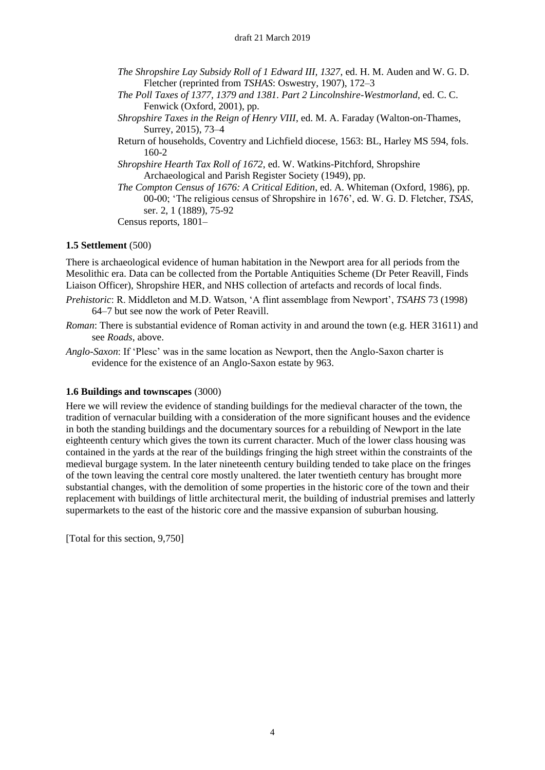*The Shropshire Lay Subsidy Roll of 1 Edward III, 1327*, ed. H. M. Auden and W. G. D. Fletcher (reprinted from *TSHAS*: Oswestry, 1907), 172–3

*The Poll Taxes of 1377, 1379 and 1381. Part 2 Lincolnshire-Westmorland*, ed. C. C. Fenwick (Oxford, 2001), pp.

*Shropshire Taxes in the Reign of Henry VIII*, ed. M. A. Faraday (Walton-on-Thames, Surrey, 2015), 73–4

Return of households, Coventry and Lichfield diocese, 1563: BL, Harley MS 594, fols. 160-2

*Shropshire Hearth Tax Roll of 1672*, ed. W. Watkins-Pitchford, Shropshire Archaeological and Parish Register Society (1949), pp.

*The Compton Census of 1676: A Critical Edition*, ed. A. Whiteman (Oxford, 1986), pp. 00-00; 'The religious census of Shropshire in 1676', ed. W. G. D. Fletcher, *TSAS*, ser. 2, 1 (1889), 75-92

Census reports, 1801–

**1.5 Settlement** (500)

There is archaeological evidence of human habitation in the Newport area for all periods from the Mesolithic era. Data can be collected from the Portable Antiquities Scheme (Dr Peter Reavill, Finds Liaison Officer), Shropshire HER, and NHS collection of artefacts and records of local finds.

*Prehistoric*: R. Middleton and M.D. Watson, 'A flint assemblage from Newport', *TSAHS* 73 (1998) 64–7 but see now the work of Peter Reavill.

*Roman*: There is substantial evidence of Roman activity in and around the town (e.g. HER 31611) and see *Roads*, above.

*Anglo-Saxon*: If 'Plesc' was in the same location as Newport, then the Anglo-Saxon charter is evidence for the existence of an Anglo-Saxon estate by 963.

**1.6 Buildings and townscapes** (3000)

Here we will review the evidence of standing buildings for the medieval character of the town, the tradition of vernacular building with a consideration of the more significant houses and the evidence in both the standing buildings and the documentary sources for a rebuilding of Newport in the late eighteenth century which gives the town its current character. Much of the lower class housing was contained in the yards at the rear of the buildings fringing the high street within the constraints of the medieval burgage system. In the later nineteenth century building tended to take place on the fringes of the town leaving the central core mostly unaltered. the later twentieth century has brought more substantial changes, with the demolition of some properties in the historic core of the town and their replacement with buildings of little architectural merit, the building of industrial premises and latterly supermarkets to the east of the historic core and the massive expansion of suburban housing.

[Total for this section, 9,750]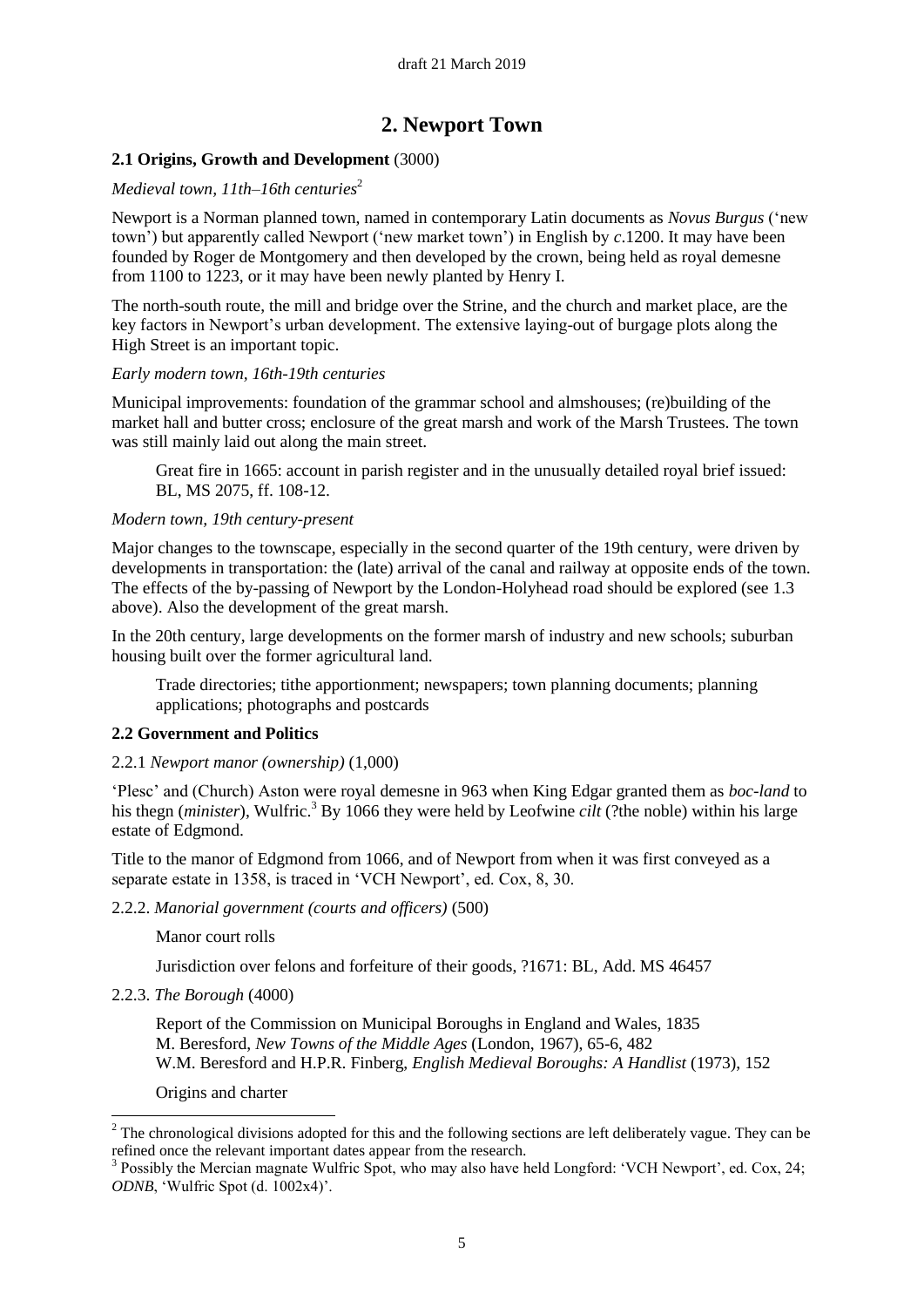# 2. Newport Town

### 2.1 Origins, Growth and Development (3000)

*Medieval town, 11th–16th centuries*[2]

Newport is a Norman planned town, named in contemporary Latin documents as *Novus Burgus* ('new town') but apparently called Newport ('new market town') in English by *c*.1200. It may have been founded by Roger de Montgomery and then developed by the crown, being held as royal demesne from 1100 to 1223, or it may have been newly planted by Henry I.

The north-south route, the mill and bridge over the Strine, and the church and market place, are the key factors in Newport's urban development. The extensive laying-out of burgage plots along the High Street is an important topic.

*Early modern town, 16th-19th centuries*

Municipal improvements: foundation of the grammar school and almshouses; (re)building of the market hall and butter cross; enclosure of the great marsh and work of the Marsh Trustees. The town was still mainly laid out along the main street.

> Great fire in 1665: account in parish register and in the unusually detailed royal brief issued: BL, MS 2075, ff. 108-12.

*Modern town, 19th century-present*

Major changes to the townscape, especially in the second quarter of the 19th century, were driven by developments in transportation: the (late) arrival of the canal and railway at opposite ends of the town. The effects of the by-passing of Newport by the London-Holyhead road should be explored (see 1.3 above). Also the development of the great marsh.

In the 20th century, large developments on the former marsh of industry and new schools; suburban housing built over the former agricultural land.

> Trade directories; tithe apportionment; newspapers; town planning documents; planning applications; photographs and postcards

### 2.2 Government and Politics

2.2.1 *Newport manor (ownership)* (1,000)

'Plesc' and (Church) Aston were royal demesne in 963 when King Edgar granted them as *boc-land* to his thegn (*minister*), Wulfric.[3] By 1066 they were held by Leofwine *cilt* (?the noble) within his large estate of Edgmond.

Title to the manor of Edgmond from 1066, and of Newport from when it was first conveyed as a separate estate in 1358, is traced in 'VCH Newport', ed. Cox, 8, 30.

2.2.2. *Manorial government (courts and officers)* (500)

> Manor court rolls
>
> Jurisdiction over felons and forfeiture of their goods, ?1671: BL, Add. MS 46457

2.2.3. *The Borough* (4000)

> Report of the Commission on Municipal Boroughs in England and Wales, 1835
> M. Beresford, *New Towns of the Middle Ages* (London, 1967), 65-6, 482
> W.M. Beresford and H.P.R. Finberg, *English Medieval Boroughs: A Handlist* (1973), 152
>
> Origins and charter

---

[2] The chronological divisions adopted for this and the following sections are left deliberately vague. They can be refined once the relevant important dates appear from the research.

[3] Possibly the Mercian magnate Wulfric Spot, who may also have held Longford: 'VCH Newport', ed. Cox, 24; *ODNB*, 'Wulfric Spot (d. 1002x4)'.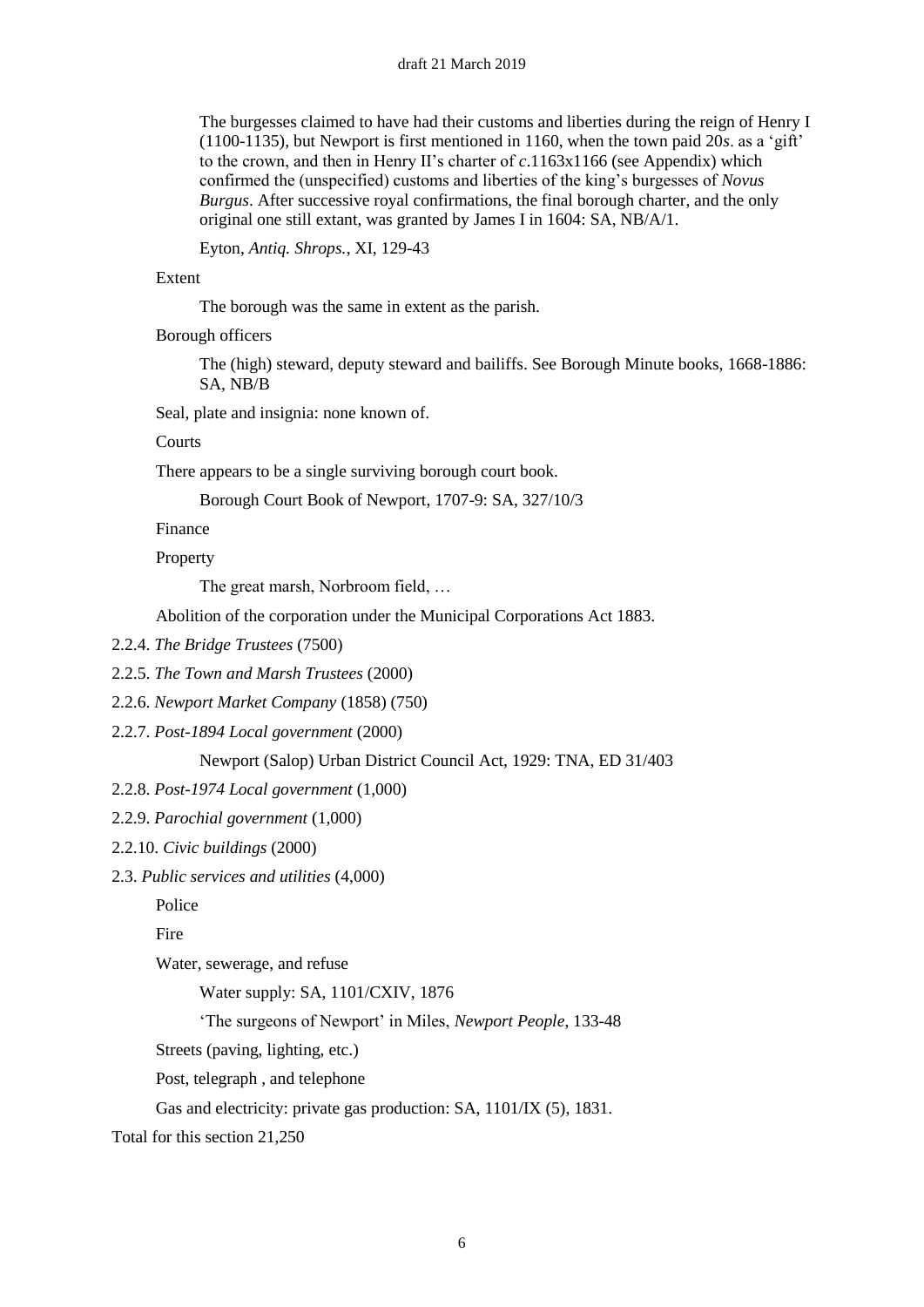The burgesses claimed to have had their customs and liberties during the reign of Henry I (1100-1135), but Newport is first mentioned in 1160, when the town paid 20*s*. as a 'gift' to the crown, and then in Henry II's charter of *c*.1163x1166 (see Appendix) which confirmed the (unspecified) customs and liberties of the king's burgesses of *Novus Burgus*. After successive royal confirmations, the final borough charter, and the only original one still extant, was granted by James I in 1604: SA, NB/A/1.

Eyton, *Antiq. Shrops.*, XI, 129-43

Extent

The borough was the same in extent as the parish.

Borough officers

The (high) steward, deputy steward and bailiffs. See Borough Minute books, 1668-1886: SA, NB/B

Seal, plate and insignia: none known of.

Courts

There appears to be a single surviving borough court book.

Borough Court Book of Newport, 1707-9: SA, 327/10/3

Finance

Property

The great marsh, Norbroom field, …

Abolition of the corporation under the Municipal Corporations Act 1883.

2.2.4. *The Bridge Trustees* (7500)

2.2.5. *The Town and Marsh Trustees* (2000)

2.2.6. *Newport Market Company* (1858) (750)

2.2.7. *Post-1894 Local government* (2000)

Newport (Salop) Urban District Council Act, 1929: TNA, ED 31/403

2.2.8. *Post-1974 Local government* (1,000)

2.2.9. *Parochial government* (1,000)

2.2.10. *Civic buildings* (2000)

2.3. *Public services and utilities* (4,000)

Police

Fire

Water, sewerage, and refuse

Water supply: SA, 1101/CXIV, 1876

'The surgeons of Newport' in Miles, *Newport People*, 133-48

Streets (paving, lighting, etc.)

Post, telegraph , and telephone

Gas and electricity: private gas production: SA, 1101/IX (5), 1831.

Total for this section 21,250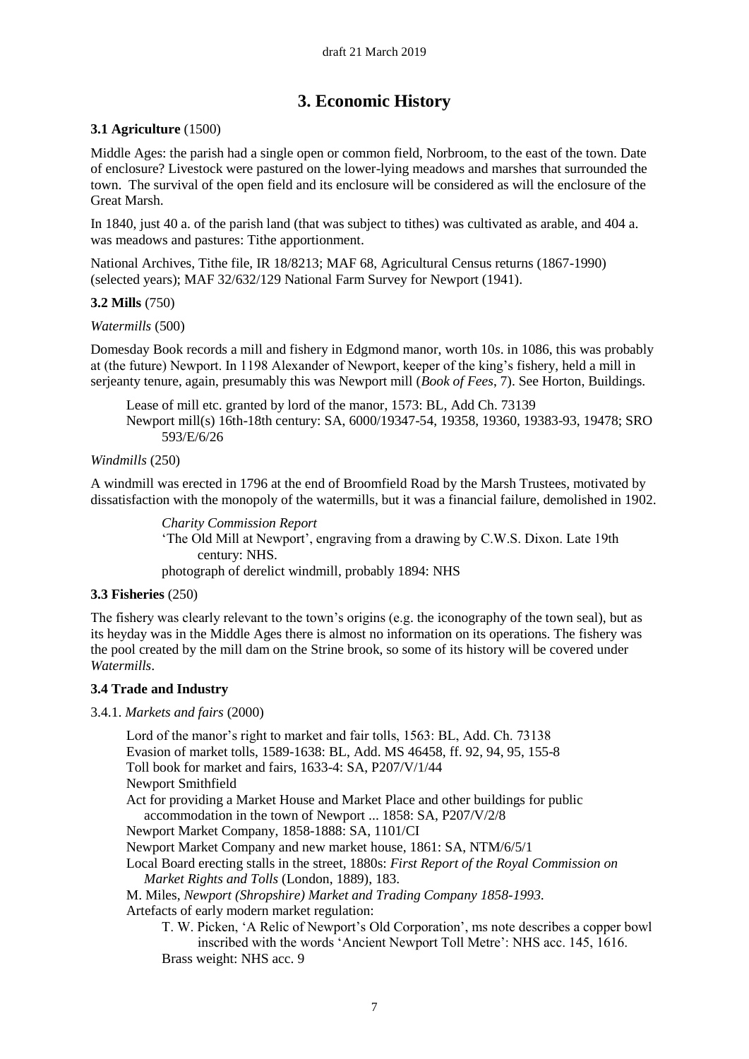# 3. Economic History

### 3.1 Agriculture (1500)

Middle Ages: the parish had a single open or common field, Norbroom, to the east of the town. Date of enclosure? Livestock were pastured on the lower-lying meadows and marshes that surrounded the town. The survival of the open field and its enclosure will be considered as will the enclosure of the Great Marsh.

In 1840, just 40 a. of the parish land (that was subject to tithes) was cultivated as arable, and 404 a. was meadows and pastures: Tithe apportionment.

National Archives, Tithe file, IR 18/8213; MAF 68, Agricultural Census returns (1867-1990) (selected years); MAF 32/632/129 National Farm Survey for Newport (1941).

### 3.2 Mills (750)

*Watermills* (500)

Domesday Book records a mill and fishery in Edgmond manor, worth 10*s*. in 1086, this was probably at (the future) Newport. In 1198 Alexander of Newport, keeper of the king's fishery, held a mill in serjeanty tenure, again, presumably this was Newport mill (*Book of Fees*, 7). See Horton, Buildings.

Lease of mill etc. granted by lord of the manor, 1573: BL, Add Ch. 73139
Newport mill(s) 16th-18th century: SA, 6000/19347-54, 19358, 19360, 19383-93, 19478; SRO 593/E/6/26

*Windmills* (250)

A windmill was erected in 1796 at the end of Broomfield Road by the Marsh Trustees, motivated by dissatisfaction with the monopoly of the watermills, but it was a financial failure, demolished in 1902.

*Charity Commission Report*
'The Old Mill at Newport', engraving from a drawing by C.W.S. Dixon. Late 19th century: NHS.
photograph of derelict windmill, probably 1894: NHS

### 3.3 Fisheries (250)

The fishery was clearly relevant to the town's origins (e.g. the iconography of the town seal), but as its heyday was in the Middle Ages there is almost no information on its operations. The fishery was the pool created by the mill dam on the Strine brook, so some of its history will be covered under *Watermills*.

### 3.4 Trade and Industry

3.4.1. *Markets and fairs* (2000)

Lord of the manor's right to market and fair tolls, 1563: BL, Add. Ch. 73138
Evasion of market tolls, 1589-1638: BL, Add. MS 46458, ff. 92, 94, 95, 155-8
Toll book for market and fairs, 1633-4: SA, P207/V/1/44
Newport Smithfield
Act for providing a Market House and Market Place and other buildings for public accommodation in the town of Newport ... 1858: SA, P207/V/2/8
Newport Market Company, 1858-1888: SA, 1101/CI
Newport Market Company and new market house, 1861: SA, NTM/6/5/1
Local Board erecting stalls in the street, 1880s: *First Report of the Royal Commission on Market Rights and Tolls* (London, 1889), 183.
M. Miles, *Newport (Shropshire) Market and Trading Company 1858-1993.*
Artefacts of early modern market regulation:

- T. W. Picken, 'A Relic of Newport's Old Corporation', ms note describes a copper bowl inscribed with the words 'Ancient Newport Toll Metre': NHS acc. 145, 1616.
- Brass weight: NHS acc. 9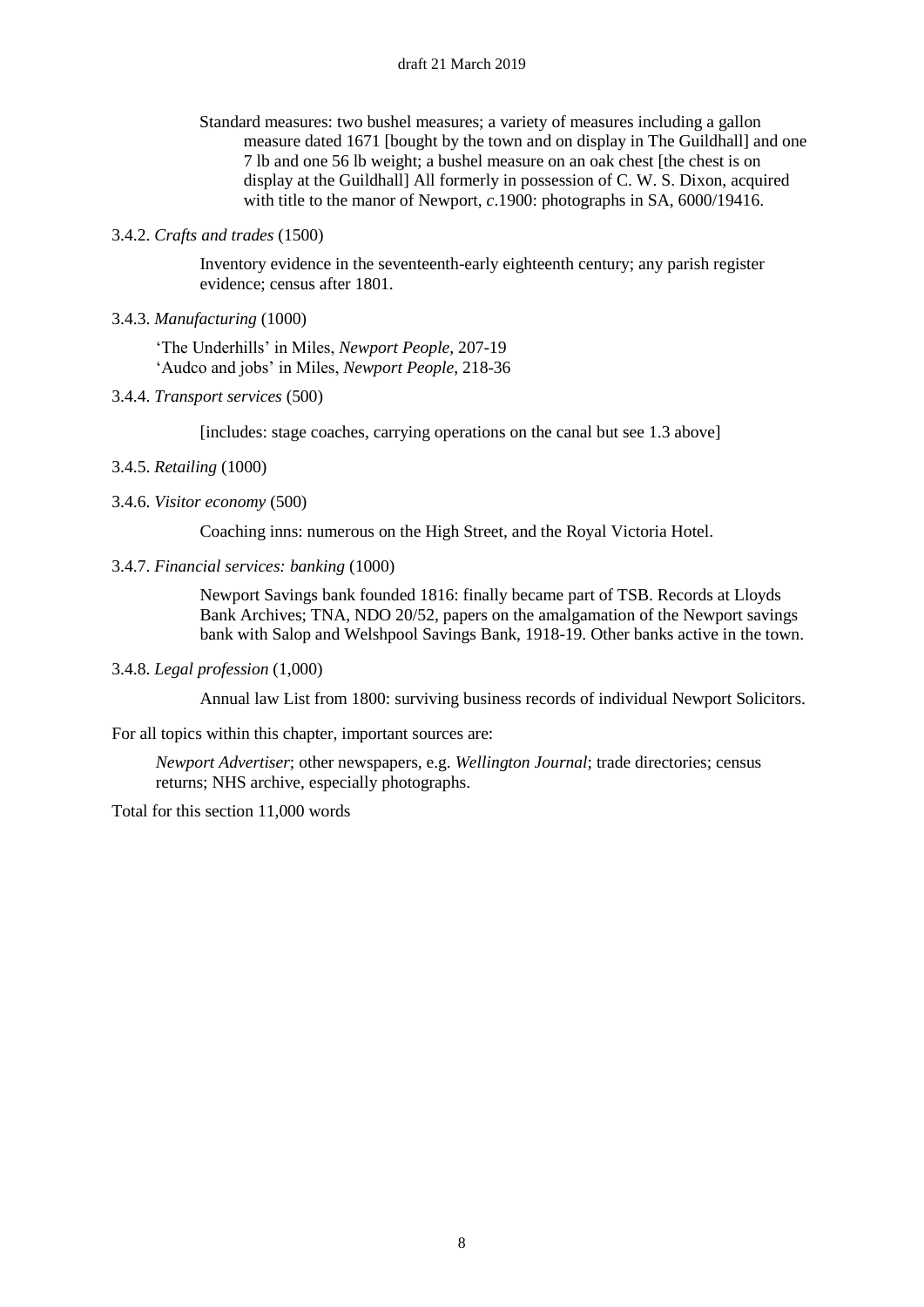Standard measures: two bushel measures; a variety of measures including a gallon measure dated 1671 [bought by the town and on display in The Guildhall] and one 7 lb and one 56 lb weight; a bushel measure on an oak chest [the chest is on display at the Guildhall] All formerly in possession of C. W. S. Dixon, acquired with title to the manor of Newport, *c*.1900: photographs in SA, 6000/19416.

3.4.2. *Crafts and trades* (1500)

Inventory evidence in the seventeenth-early eighteenth century; any parish register evidence; census after 1801.

3.4.3. *Manufacturing* (1000)

'The Underhills' in Miles, *Newport People*, 207-19
'Audco and jobs' in Miles, *Newport People*, 218-36

3.4.4. *Transport services* (500)

[includes: stage coaches, carrying operations on the canal but see 1.3 above]

3.4.5. *Retailing* (1000)

3.4.6. *Visitor economy* (500)

Coaching inns: numerous on the High Street, and the Royal Victoria Hotel.

3.4.7. *Financial services: banking* (1000)

Newport Savings bank founded 1816: finally became part of TSB. Records at Lloyds Bank Archives; TNA, NDO 20/52, papers on the amalgamation of the Newport savings bank with Salop and Welshpool Savings Bank, 1918-19. Other banks active in the town.

3.4.8. *Legal profession* (1,000)

Annual law List from 1800: surviving business records of individual Newport Solicitors.

For all topics within this chapter, important sources are:

*Newport Advertiser*; other newspapers, e.g. *Wellington Journal*; trade directories; census returns; NHS archive, especially photographs.

Total for this section 11,000 words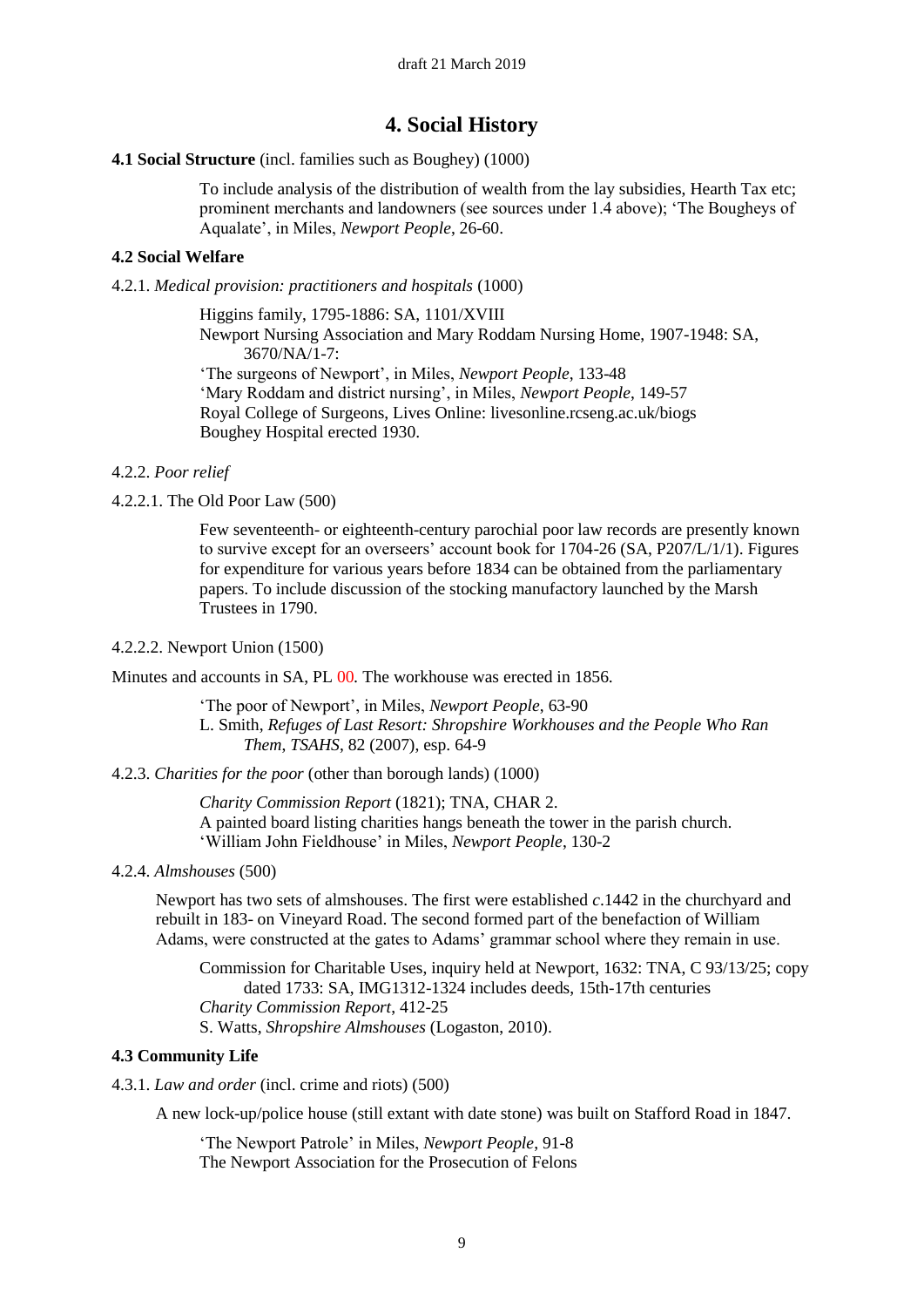# 4. Social History

**4.1 Social Structure** (incl. families such as Boughey) (1000)

> To include analysis of the distribution of wealth from the lay subsidies, Hearth Tax etc; prominent merchants and landowners (see sources under 1.4 above); 'The Bougheys of Aqualate', in Miles, *Newport People*, 26-60.

**4.2 Social Welfare**

4.2.1. *Medical provision: practitioners and hospitals* (1000)

> Higgins family, 1795-1886: SA, 1101/XVIII
> Newport Nursing Association and Mary Roddam Nursing Home, 1907-1948: SA, 3670/NA/1-7:
> 'The surgeons of Newport', in Miles, *Newport People*, 133-48
> 'Mary Roddam and district nursing', in Miles, *Newport People*, 149-57
> Royal College of Surgeons, Lives Online: livesonline.rcseng.ac.uk/biogs
> Boughey Hospital erected 1930.

4.2.2. *Poor relief*

4.2.2.1. The Old Poor Law (500)

> Few seventeenth- or eighteenth-century parochial poor law records are presently known to survive except for an overseers' account book for 1704-26 (SA, P207/L/1/1). Figures for expenditure for various years before 1834 can be obtained from the parliamentary papers. To include discussion of the stocking manufactory launched by the Marsh Trustees in 1790.

4.2.2.2. Newport Union (1500)

Minutes and accounts in SA, PL 00. The workhouse was erected in 1856.

> 'The poor of Newport', in Miles, *Newport People*, 63-90
> L. Smith, *Refuges of Last Resort: Shropshire Workhouses and the People Who Ran Them*, *TSAHS*, 82 (2007), esp. 64-9

4.2.3. *Charities for the poor* (other than borough lands) (1000)

> *Charity Commission Report* (1821); TNA, CHAR 2.
> A painted board listing charities hangs beneath the tower in the parish church.
> 'William John Fieldhouse' in Miles, *Newport People*, 130-2

4.2.4. *Almshouses* (500)

Newport has two sets of almshouses. The first were established *c*.1442 in the churchyard and rebuilt in 183- on Vineyard Road. The second formed part of the benefaction of William Adams, were constructed at the gates to Adams' grammar school where they remain in use.

> Commission for Charitable Uses, inquiry held at Newport, 1632: TNA, C 93/13/25; copy dated 1733: SA, IMG1312-1324 includes deeds, 15th-17th centuries
> *Charity Commission Report*, 412-25
> S. Watts, *Shropshire Almshouses* (Logaston, 2010).

**4.3 Community Life**

4.3.1. *Law and order* (incl. crime and riots) (500)

A new lock-up/police house (still extant with date stone) was built on Stafford Road in 1847.

> 'The Newport Patrole' in Miles, *Newport People*, 91-8
> The Newport Association for the Prosecution of Felons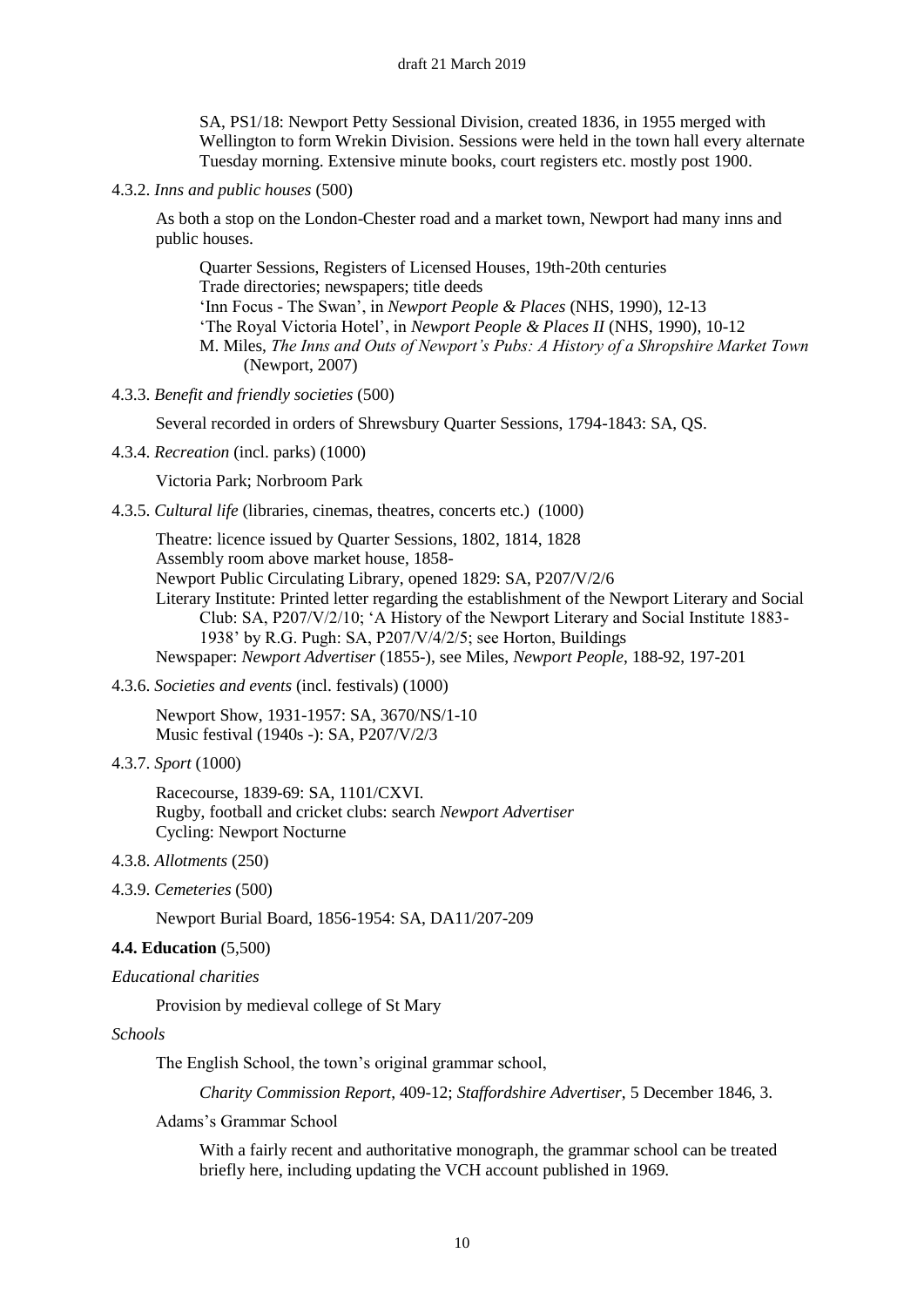SA, PS1/18: Newport Petty Sessional Division, created 1836, in 1955 merged with Wellington to form Wrekin Division. Sessions were held in the town hall every alternate Tuesday morning. Extensive minute books, court registers etc. mostly post 1900.

4.3.2. *Inns and public houses* (500)

As both a stop on the London-Chester road and a market town, Newport had many inns and public houses.

> Quarter Sessions, Registers of Licensed Houses, 19th-20th centuries
> Trade directories; newspapers; title deeds
> 'Inn Focus - The Swan', in *Newport People & Places* (NHS, 1990), 12-13
> 'The Royal Victoria Hotel', in *Newport People & Places II* (NHS, 1990), 10-12
> M. Miles, *The Inns and Outs of Newport's Pubs: A History of a Shropshire Market Town* (Newport, 2007)

4.3.3. *Benefit and friendly societies* (500)

Several recorded in orders of Shrewsbury Quarter Sessions, 1794-1843: SA, QS.

4.3.4. *Recreation* (incl. parks) (1000)

Victoria Park; Norbroom Park

4.3.5. *Cultural life* (libraries, cinemas, theatres, concerts etc.) (1000)

Theatre: licence issued by Quarter Sessions, 1802, 1814, 1828
Assembly room above market house, 1858-
Newport Public Circulating Library, opened 1829: SA, P207/V/2/6
Literary Institute: Printed letter regarding the establishment of the Newport Literary and Social Club: SA, P207/V/2/10; 'A History of the Newport Literary and Social Institute 1883-1938' by R.G. Pugh: SA, P207/V/4/2/5; see Horton, Buildings
Newspaper: *Newport Advertiser* (1855-), see Miles, *Newport People*, 188-92, 197-201

4.3.6. *Societies and events* (incl. festivals) (1000)

Newport Show, 1931-1957: SA, 3670/NS/1-10
Music festival (1940s -): SA, P207/V/2/3

4.3.7. *Sport* (1000)

Racecourse, 1839-69: SA, 1101/CXVI.
Rugby, football and cricket clubs: search *Newport Advertiser*
Cycling: Newport Nocturne

4.3.8. *Allotments* (250)

4.3.9. *Cemeteries* (500)

Newport Burial Board, 1856-1954: SA, DA11/207-209

**4.4. Education** (5,500)

*Educational charities*

Provision by medieval college of St Mary

*Schools*

The English School, the town's original grammar school,

> *Charity Commission Report*, 409-12; *Staffordshire Advertiser*, 5 December 1846, 3.

Adams's Grammar School

> With a fairly recent and authoritative monograph, the grammar school can be treated briefly here, including updating the VCH account published in 1969.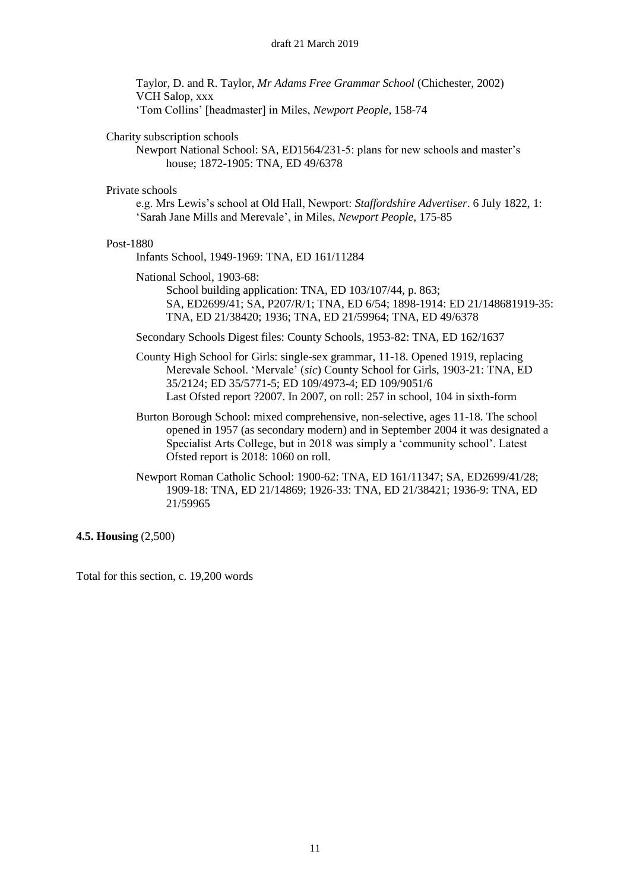Taylor, D. and R. Taylor, *Mr Adams Free Grammar School* (Chichester, 2002)
VCH Salop, xxx
'Tom Collins' [headmaster] in Miles, *Newport People*, 158-74

Charity subscription schools

Newport National School: SA, ED1564/231-5: plans for new schools and master's house; 1872-1905: TNA, ED 49/6378

Private schools

e.g. Mrs Lewis's school at Old Hall, Newport: *Staffordshire Advertiser*. 6 July 1822, 1: 'Sarah Jane Mills and Merevale', in Miles, *Newport People*, 175-85

Post-1880

Infants School, 1949-1969: TNA, ED 161/11284

National School, 1903-68:

School building application: TNA, ED 103/107/44, p. 863;
SA, ED2699/41; SA, P207/R/1; TNA, ED 6/54; 1898-1914: ED 21/148681919-35: TNA, ED 21/38420; 1936; TNA, ED 21/59964; TNA, ED 49/6378

Secondary Schools Digest files: County Schools, 1953-82: TNA, ED 162/1637

County High School for Girls: single-sex grammar, 11-18. Opened 1919, replacing Merevale School. 'Mervale' (*sic*) County School for Girls, 1903-21: TNA, ED 35/2124; ED 35/5771-5; ED 109/4973-4; ED 109/9051/6
Last Ofsted report ?2007. In 2007, on roll: 257 in school, 104 in sixth-form

Burton Borough School: mixed comprehensive, non-selective, ages 11-18. The school opened in 1957 (as secondary modern) and in September 2004 it was designated a Specialist Arts College, but in 2018 was simply a 'community school'. Latest Ofsted report is 2018: 1060 on roll.

Newport Roman Catholic School: 1900-62: TNA, ED 161/11347; SA, ED2699/41/28; 1909-18: TNA, ED 21/14869; 1926-33: TNA, ED 21/38421; 1936-9: TNA, ED 21/59965

**4.5. Housing** (2,500)

Total for this section, c. 19,200 words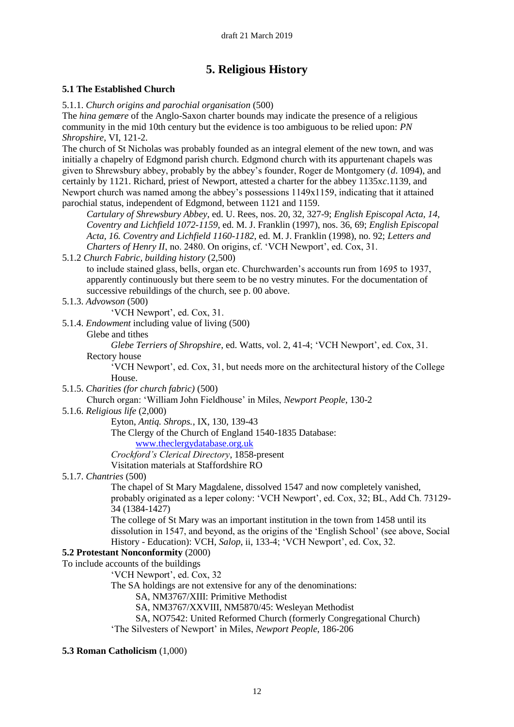# 5. Religious History

## 5.1 The Established Church

5.1.1. *Church origins and parochial organisation* (500)

The *hina gemære* of the Anglo-Saxon charter bounds may indicate the presence of a religious community in the mid 10th century but the evidence is too ambiguous to be relied upon: *PN Shropshire*, VI, 121-2.

The church of St Nicholas was probably founded as an integral element of the new town, and was initially a chapelry of Edgmond parish church. Edgmond church with its appurtenant chapels was given to Shrewsbury abbey, probably by the abbey's founder, Roger de Montgomery (*d*. 1094), and certainly by 1121. Richard, priest of Newport, attested a charter for the abbey 1135x*c*.1139, and Newport church was named among the abbey's possessions 1149x1159, indicating that it attained parochial status, independent of Edgmond, between 1121 and 1159.

> *Cartulary of Shrewsbury Abbey*, ed. U. Rees, nos. 20, 32, 327-9; *English Episcopal Acta, 14, Coventry and Lichfield 1072-1159*, ed. M. J. Franklin (1997), nos. 36, 69; *English Episcopal Acta, 16. Coventry and Lichfield 1160-1182*, ed. M. J. Franklin (1998), no. 92; *Letters and Charters of Henry II*, no. 2480. On origins, cf. 'VCH Newport', ed. Cox, 31.

5.1.2 *Church Fabric, building history* (2,500)

> to include stained glass, bells, organ etc. Churchwarden's accounts run from 1695 to 1937, apparently continuously but there seem to be no vestry minutes. For the documentation of successive rebuildings of the church, see p. 00 above.

5.1.3. *Advowson* (500)

> 'VCH Newport', ed. Cox, 31.

5.1.4. *Endowment* including value of living (500)

> Glebe and tithes
>
> > *Glebe Terriers of Shropshire*, ed. Watts, vol. 2, 41-4; 'VCH Newport', ed. Cox, 31.
>
> Rectory house
>
> > 'VCH Newport', ed. Cox, 31, but needs more on the architectural history of the College House.

5.1.5. *Charities (for church fabric)* (500)

> Church organ: 'William John Fieldhouse' in Miles, *Newport People*, 130-2

5.1.6. *Religious life* (2,000)

> Eyton, *Antiq. Shrops.*, IX, 130, 139-43
>
> The Clergy of the Church of England 1540-1835 Database:
>
> > www.theclergydatabase.org.uk
>
> *Crockford's Clerical Directory*, 1858-present
>
> Visitation materials at Staffordshire RO

5.1.7. *Chantries* (500)

> The chapel of St Mary Magdalene, dissolved 1547 and now completely vanished, probably originated as a leper colony: 'VCH Newport', ed. Cox, 32; BL, Add Ch. 73129-34 (1384-1427)
>
> The college of St Mary was an important institution in the town from 1458 until its dissolution in 1547, and beyond, as the origins of the 'English School' (see above, Social History - Education): VCH, *Salop*, ii, 133-4; 'VCH Newport', ed. Cox, 32.

## 5.2 Protestant Nonconformity (2000)

To include accounts of the buildings

> 'VCH Newport', ed. Cox, 32
>
> The SA holdings are not extensive for any of the denominations:
>
> > SA, NM3767/XIII: Primitive Methodist
> >
> > SA, NM3767/XXVIII, NM5870/45: Wesleyan Methodist
> >
> > SA, NO7542: United Reformed Church (formerly Congregational Church)
>
> 'The Silvesters of Newport' in Miles, *Newport People*, 186-206

## 5.3 Roman Catholicism (1,000)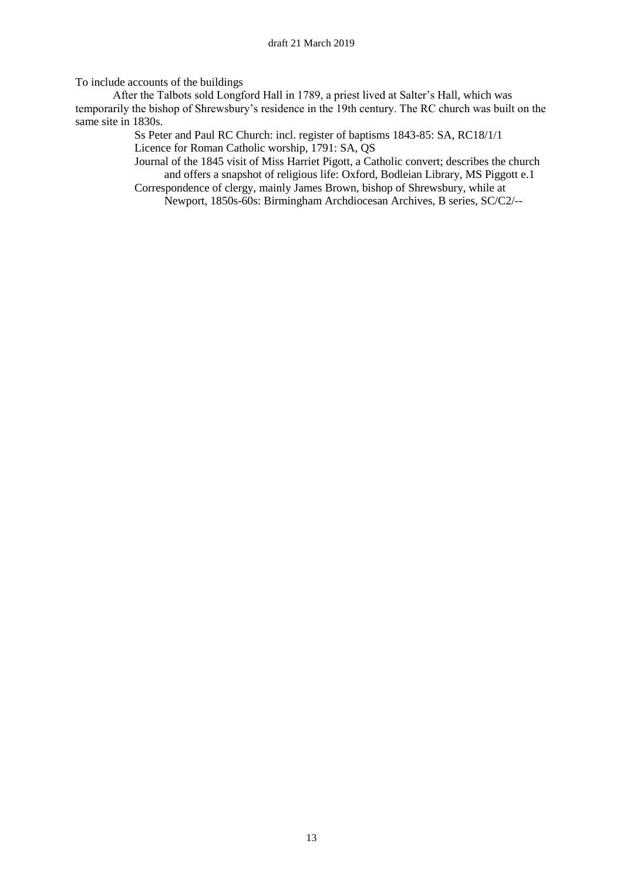To include accounts of the buildings

After the Talbots sold Longford Hall in 1789, a priest lived at Salter's Hall, which was temporarily the bishop of Shrewsbury's residence in the 19th century. The RC church was built on the same site in 1830s.

Ss Peter and Paul RC Church: incl. register of baptisms 1843-85: SA, RC18/1/1

Licence for Roman Catholic worship, 1791: SA, QS

Journal of the 1845 visit of Miss Harriet Pigott, a Catholic convert; describes the church and offers a snapshot of religious life: Oxford, Bodleian Library, MS Piggott e.1

Correspondence of clergy, mainly James Brown, bishop of Shrewsbury, while at Newport, 1850s-60s: Birmingham Archdiocesan Archives, B series, SC/C2/--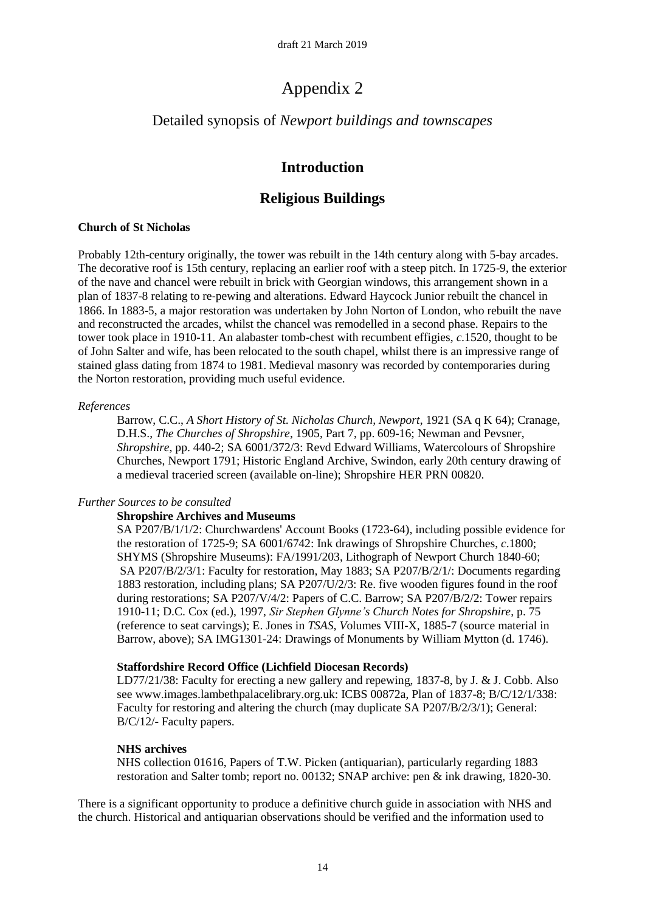# Appendix 2

## Detailed synopsis of *Newport buildings and townscapes*

## **Introduction**

## **Religious Buildings**

### Church of St Nicholas

Probably 12th-century originally, the tower was rebuilt in the 14th century along with 5-bay arcades. The decorative roof is 15th century, replacing an earlier roof with a steep pitch. In 1725-9, the exterior of the nave and chancel were rebuilt in brick with Georgian windows, this arrangement shown in a plan of 1837-8 relating to re-pewing and alterations. Edward Haycock Junior rebuilt the chancel in 1866. In 1883-5, a major restoration was undertaken by John Norton of London, who rebuilt the nave and reconstructed the arcades, whilst the chancel was remodelled in a second phase. Repairs to the tower took place in 1910-11. An alabaster tomb-chest with recumbent effigies, *c.*1520, thought to be of John Salter and wife, has been relocated to the south chapel, whilst there is an impressive range of stained glass dating from 1874 to 1981. Medieval masonry was recorded by contemporaries during the Norton restoration, providing much useful evidence.

*References*

Barrow, C.C., *A Short History of St. Nicholas Church, Newport*, 1921 (SA q K 64); Cranage, D.H.S., *The Churches of Shropshire*, 1905, Part 7, pp. 609-16; Newman and Pevsner, *Shropshire*, pp. 440-2; SA 6001/372/3: Revd Edward Williams, Watercolours of Shropshire Churches, Newport 1791; Historic England Archive, Swindon, early 20th century drawing of a medieval traceried screen (available on-line); Shropshire HER PRN 00820.

*Further Sources to be consulted*

**Shropshire Archives and Museums**

SA P207/B/1/1/2: Churchwardens' Account Books (1723-64), including possible evidence for the restoration of 1725-9; SA 6001/6742: Ink drawings of Shropshire Churches, *c*.1800; SHYMS (Shropshire Museums): FA/1991/203, Lithograph of Newport Church 1840-60; SA P207/B/2/3/1: Faculty for restoration, May 1883; SA P207/B/2/1/: Documents regarding 1883 restoration, including plans; SA P207/U/2/3: Re. five wooden figures found in the roof during restorations; SA P207/V/4/2: Papers of C.C. Barrow; SA P207/B/2/2: Tower repairs 1910-11; D.C. Cox (ed.), 1997, *Sir Stephen Glynne's Church Notes for Shropshire*, p. 75 (reference to seat carvings); E. Jones in *TSAS, V*olumes VIII-X, 1885-7 (source material in Barrow, above); SA IMG1301-24: Drawings of Monuments by William Mytton (d. 1746).

**Staffordshire Record Office (Lichfield Diocesan Records)**

LD77/21/38: Faculty for erecting a new gallery and repewing, 1837-8, by J. & J. Cobb. Also see www.images.lambethpalacelibrary.org.uk: ICBS 00872a, Plan of 1837-8; B/C/12/1/338: Faculty for restoring and altering the church (may duplicate SA P207/B/2/3/1); General: B/C/12/- Faculty papers.

**NHS archives**

NHS collection 01616, Papers of T.W. Picken (antiquarian), particularly regarding 1883 restoration and Salter tomb; report no. 00132; SNAP archive: pen & ink drawing, 1820-30.

There is a significant opportunity to produce a definitive church guide in association with NHS and the church. Historical and antiquarian observations should be verified and the information used to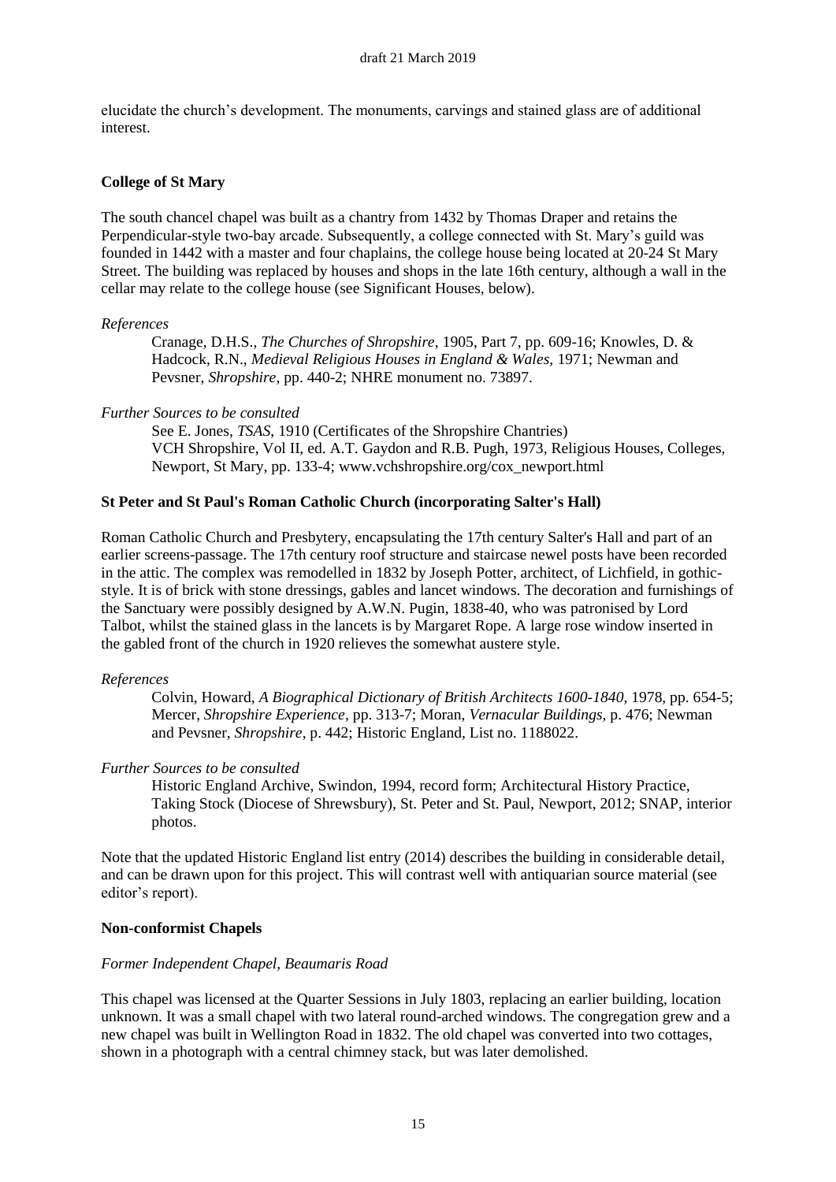elucidate the church's development. The monuments, carvings and stained glass are of additional interest.

**College of St Mary**

The south chancel chapel was built as a chantry from 1432 by Thomas Draper and retains the Perpendicular-style two-bay arcade. Subsequently, a college connected with St. Mary's guild was founded in 1442 with a master and four chaplains, the college house being located at 20-24 St Mary Street. The building was replaced by houses and shops in the late 16th century, although a wall in the cellar may relate to the college house (see Significant Houses, below).

*References*

> Cranage, D.H.S., *The Churches of Shropshire*, 1905, Part 7, pp. 609-16; Knowles, D. & Hadcock, R.N., *Medieval Religious Houses in England & Wales*, 1971; Newman and Pevsner, *Shropshire*, pp. 440-2; NHRE monument no. 73897.

*Further Sources to be consulted*

> See E. Jones, *TSAS*, 1910 (Certificates of the Shropshire Chantries)
> VCH Shropshire, Vol II, ed. A.T. Gaydon and R.B. Pugh, 1973, Religious Houses, Colleges, Newport, St Mary, pp. 133-4; www.vchshropshire.org/cox_newport.html

**St Peter and St Paul's Roman Catholic Church (incorporating Salter's Hall)**

Roman Catholic Church and Presbytery, encapsulating the 17th century Salter's Hall and part of an earlier screens-passage. The 17th century roof structure and staircase newel posts have been recorded in the attic. The complex was remodelled in 1832 by Joseph Potter, architect, of Lichfield, in gothic-style. It is of brick with stone dressings, gables and lancet windows. The decoration and furnishings of the Sanctuary were possibly designed by A.W.N. Pugin, 1838-40, who was patronised by Lord Talbot, whilst the stained glass in the lancets is by Margaret Rope. A large rose window inserted in the gabled front of the church in 1920 relieves the somewhat austere style.

*References*

> Colvin, Howard, *A Biographical Dictionary of British Architects 1600-1840*, 1978, pp. 654-5; Mercer, *Shropshire Experience*, pp. 313-7; Moran, *Vernacular Buildings*, p. 476; Newman and Pevsner, *Shropshire*, p. 442; Historic England, List no. 1188022.

*Further Sources to be consulted*

> Historic England Archive, Swindon, 1994, record form; Architectural History Practice, Taking Stock (Diocese of Shrewsbury), St. Peter and St. Paul, Newport, 2012; SNAP, interior photos.

Note that the updated Historic England list entry (2014) describes the building in considerable detail, and can be drawn upon for this project. This will contrast well with antiquarian source material (see editor's report).

**Non-conformist Chapels**

*Former Independent Chapel, Beaumaris Road*

This chapel was licensed at the Quarter Sessions in July 1803, replacing an earlier building, location unknown. It was a small chapel with two lateral round-arched windows. The congregation grew and a new chapel was built in Wellington Road in 1832. The old chapel was converted into two cottages, shown in a photograph with a central chimney stack, but was later demolished.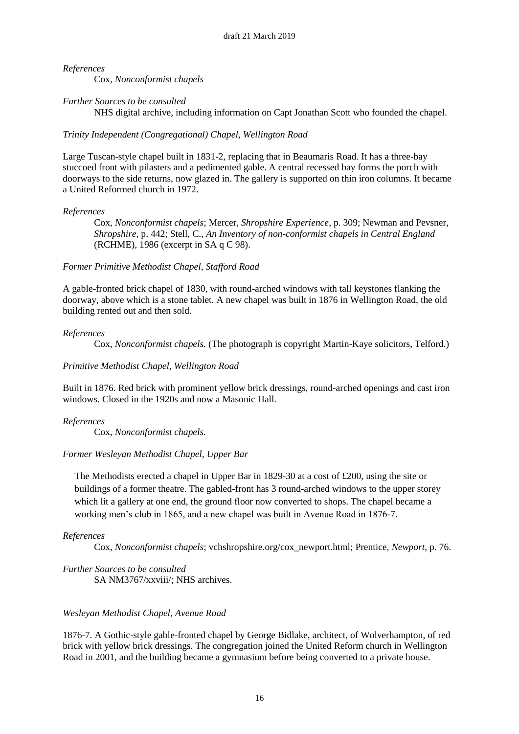*References*

Cox, *Nonconformist chapels*

*Further Sources to be consulted*

NHS digital archive, including information on Capt Jonathan Scott who founded the chapel.

*Trinity Independent (Congregational) Chapel, Wellington Road*

Large Tuscan-style chapel built in 1831-2, replacing that in Beaumaris Road. It has a three-bay stuccoed front with pilasters and a pedimented gable. A central recessed bay forms the porch with doorways to the side returns, now glazed in. The gallery is supported on thin iron columns. It became a United Reformed church in 1972.

*References*

Cox, *Nonconformist chapels*; Mercer, *Shropshire Experience*, p. 309; Newman and Pevsner, *Shropshire*, p. 442; Stell, C., *An Inventory of non-conformist chapels in Central England* (RCHME), 1986 (excerpt in SA q C 98).

*Former Primitive Methodist Chapel, Stafford Road*

A gable-fronted brick chapel of 1830, with round-arched windows with tall keystones flanking the doorway, above which is a stone tablet. A new chapel was built in 1876 in Wellington Road, the old building rented out and then sold.

*References*

Cox, *Nonconformist chapels.* (The photograph is copyright Martin-Kaye solicitors, Telford.)

*Primitive Methodist Chapel, Wellington Road*

Built in 1876. Red brick with prominent yellow brick dressings, round-arched openings and cast iron windows. Closed in the 1920s and now a Masonic Hall.

*References*

Cox, *Nonconformist chapels.*

*Former Wesleyan Methodist Chapel, Upper Bar*

The Methodists erected a chapel in Upper Bar in 1829-30 at a cost of £200, using the site or buildings of a former theatre. The gabled-front has 3 round-arched windows to the upper storey which lit a gallery at one end, the ground floor now converted to shops. The chapel became a working men's club in 1865, and a new chapel was built in Avenue Road in 1876-7.

*References*

Cox, *Nonconformist chapels*; vchshropshire.org/cox_newport.html; Prentice, *Newport*, p. 76.

*Further Sources to be consulted*

SA NM3767/xxviii/; NHS archives.

*Wesleyan Methodist Chapel, Avenue Road*

1876-7. A Gothic-style gable-fronted chapel by George Bidlake, architect, of Wolverhampton, of red brick with yellow brick dressings. The congregation joined the United Reform church in Wellington Road in 2001, and the building became a gymnasium before being converted to a private house.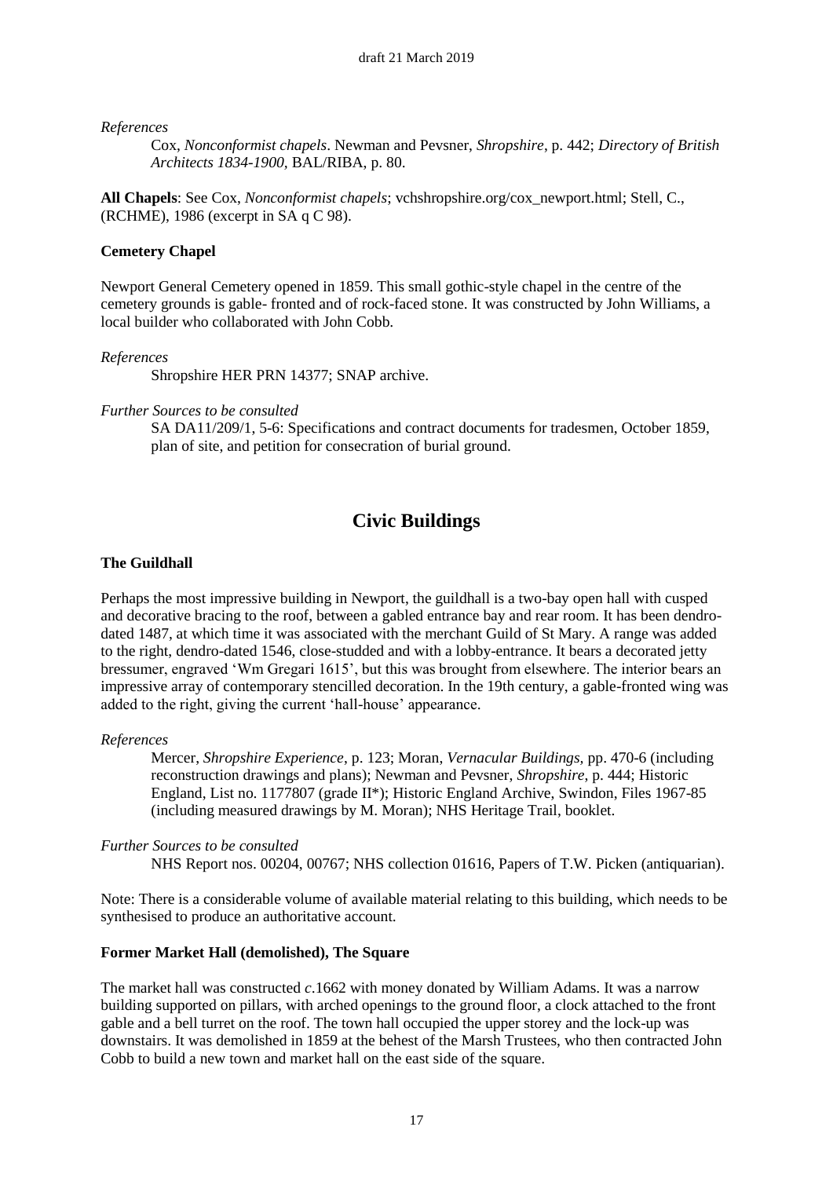*References*

Cox, *Nonconformist chapels*. Newman and Pevsner, *Shropshire*, p. 442; *Directory of British Architects 1834-1900*, BAL/RIBA, p. 80.

**All Chapels**: See Cox, *Nonconformist chapels*; vchshropshire.org/cox_newport.html; Stell, C., (RCHME), 1986 (excerpt in SA q C 98).

**Cemetery Chapel**

Newport General Cemetery opened in 1859. This small gothic-style chapel in the centre of the cemetery grounds is gable- fronted and of rock-faced stone. It was constructed by John Williams, a local builder who collaborated with John Cobb.

*References*

Shropshire HER PRN 14377; SNAP archive.

*Further Sources to be consulted*

SA DA11/209/1, 5-6: Specifications and contract documents for tradesmen, October 1859, plan of site, and petition for consecration of burial ground.

# Civic Buildings

**The Guildhall**

Perhaps the most impressive building in Newport, the guildhall is a two-bay open hall with cusped and decorative bracing to the roof, between a gabled entrance bay and rear room. It has been dendro-dated 1487, at which time it was associated with the merchant Guild of St Mary. A range was added to the right, dendro-dated 1546, close-studded and with a lobby-entrance. It bears a decorated jetty bressumer, engraved 'Wm Gregari 1615', but this was brought from elsewhere. The interior bears an impressive array of contemporary stencilled decoration. In the 19th century, a gable-fronted wing was added to the right, giving the current 'hall-house' appearance.

*References*

Mercer, *Shropshire Experience*, p. 123; Moran, *Vernacular Buildings*, pp. 470-6 (including reconstruction drawings and plans); Newman and Pevsner, *Shropshire*, p. 444; Historic England, List no. 1177807 (grade II*); Historic England Archive, Swindon, Files 1967-85 (including measured drawings by M. Moran); NHS Heritage Trail, booklet.

*Further Sources to be consulted*

NHS Report nos. 00204, 00767; NHS collection 01616, Papers of T.W. Picken (antiquarian).

Note: There is a considerable volume of available material relating to this building, which needs to be synthesised to produce an authoritative account.

**Former Market Hall (demolished), The Square**

The market hall was constructed *c*.1662 with money donated by William Adams. It was a narrow building supported on pillars, with arched openings to the ground floor, a clock attached to the front gable and a bell turret on the roof. The town hall occupied the upper storey and the lock-up was downstairs. It was demolished in 1859 at the behest of the Marsh Trustees, who then contracted John Cobb to build a new town and market hall on the east side of the square.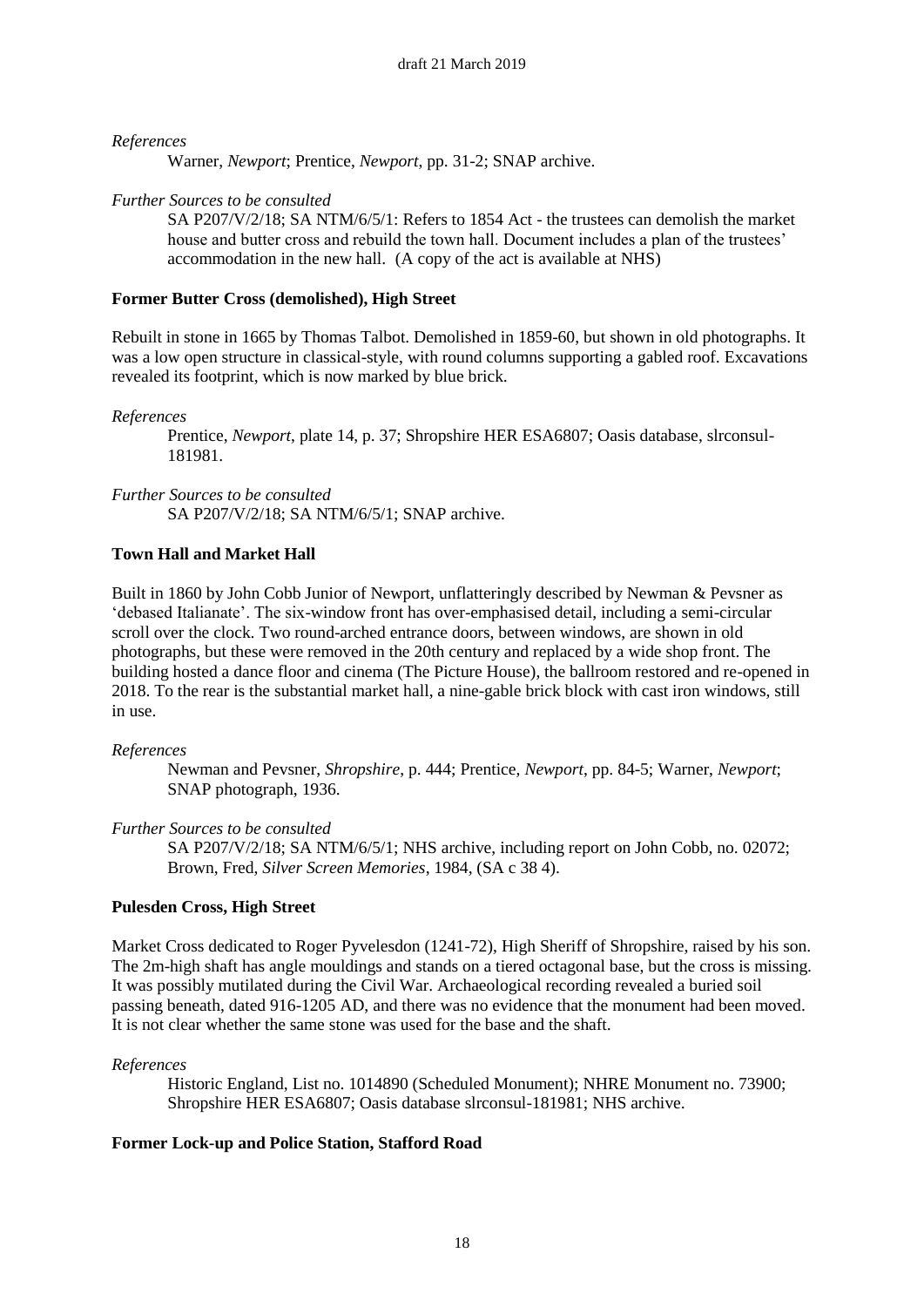*References*

Warner, *Newport*; Prentice, *Newport*, pp. 31-2; SNAP archive.

*Further Sources to be consulted*

SA P207/V/2/18; SA NTM/6/5/1: Refers to 1854 Act - the trustees can demolish the market house and butter cross and rebuild the town hall. Document includes a plan of the trustees' accommodation in the new hall. (A copy of the act is available at NHS)

**Former Butter Cross (demolished), High Street**

Rebuilt in stone in 1665 by Thomas Talbot. Demolished in 1859-60, but shown in old photographs. It was a low open structure in classical-style, with round columns supporting a gabled roof. Excavations revealed its footprint, which is now marked by blue brick.

*References*

Prentice, *Newport*, plate 14, p. 37; Shropshire HER ESA6807; Oasis database, slrconsul-181981.

*Further Sources to be consulted*

SA P207/V/2/18; SA NTM/6/5/1; SNAP archive.

**Town Hall and Market Hall**

Built in 1860 by John Cobb Junior of Newport, unflatteringly described by Newman & Pevsner as 'debased Italianate'. The six-window front has over-emphasised detail, including a semi-circular scroll over the clock. Two round-arched entrance doors, between windows, are shown in old photographs, but these were removed in the 20th century and replaced by a wide shop front. The building hosted a dance floor and cinema (The Picture House), the ballroom restored and re-opened in 2018. To the rear is the substantial market hall, a nine-gable brick block with cast iron windows, still in use.

*References*

Newman and Pevsner, *Shropshire*, p. 444; Prentice, *Newport*, pp. 84-5; Warner, *Newport*; SNAP photograph, 1936.

*Further Sources to be consulted*

SA P207/V/2/18; SA NTM/6/5/1; NHS archive, including report on John Cobb, no. 02072; Brown, Fred, *Silver Screen Memories*, 1984, (SA c 38 4).

**Pulesden Cross, High Street**

Market Cross dedicated to Roger Pyvelesdon (1241-72), High Sheriff of Shropshire, raised by his son. The 2m-high shaft has angle mouldings and stands on a tiered octagonal base, but the cross is missing. It was possibly mutilated during the Civil War. Archaeological recording revealed a buried soil passing beneath, dated 916-1205 AD, and there was no evidence that the monument had been moved. It is not clear whether the same stone was used for the base and the shaft.

*References*

Historic England, List no. 1014890 (Scheduled Monument); NHRE Monument no. 73900; Shropshire HER ESA6807; Oasis database slrconsul-181981; NHS archive.

**Former Lock-up and Police Station, Stafford Road**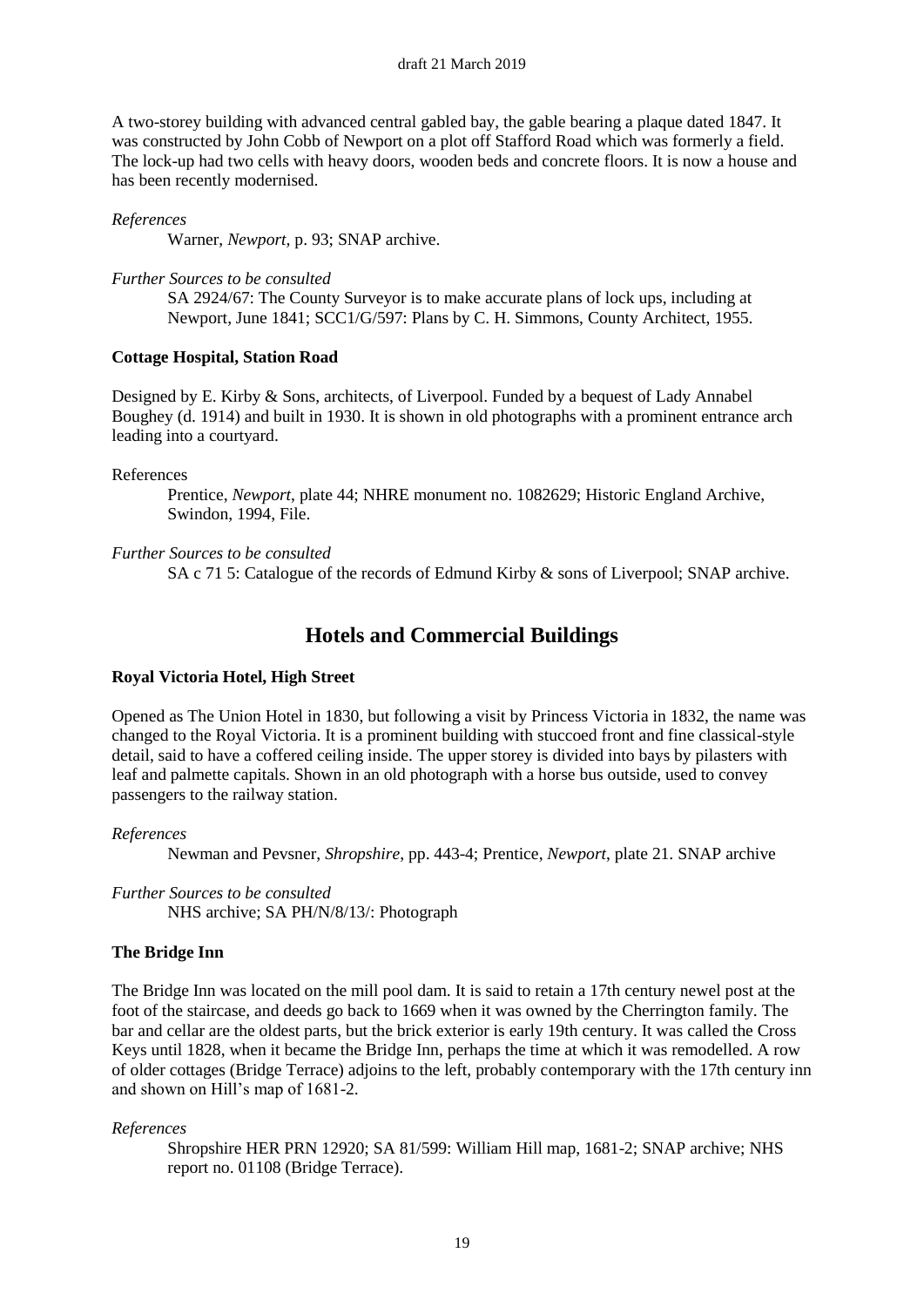A two-storey building with advanced central gabled bay, the gable bearing a plaque dated 1847. It was constructed by John Cobb of Newport on a plot off Stafford Road which was formerly a field. The lock-up had two cells with heavy doors, wooden beds and concrete floors. It is now a house and has been recently modernised.

*References*

Warner, *Newport*, p. 93; SNAP archive.

*Further Sources to be consulted*

SA 2924/67: The County Surveyor is to make accurate plans of lock ups, including at Newport, June 1841; SCC1/G/597: Plans by C. H. Simmons, County Architect, 1955.

**Cottage Hospital, Station Road**

Designed by E. Kirby & Sons, architects, of Liverpool. Funded by a bequest of Lady Annabel Boughey (d. 1914) and built in 1930. It is shown in old photographs with a prominent entrance arch leading into a courtyard.

References

Prentice, *Newport*, plate 44; NHRE monument no. 1082629; Historic England Archive, Swindon, 1994, File.

*Further Sources to be consulted*

SA c 71 5: Catalogue of the records of Edmund Kirby & sons of Liverpool; SNAP archive.

## Hotels and Commercial Buildings

**Royal Victoria Hotel, High Street**

Opened as The Union Hotel in 1830, but following a visit by Princess Victoria in 1832, the name was changed to the Royal Victoria. It is a prominent building with stuccoed front and fine classical-style detail, said to have a coffered ceiling inside. The upper storey is divided into bays by pilasters with leaf and palmette capitals. Shown in an old photograph with a horse bus outside, used to convey passengers to the railway station.

*References*

Newman and Pevsner, *Shropshire*, pp. 443-4; Prentice, *Newport*, plate 21. SNAP archive

*Further Sources to be consulted*

NHS archive; SA PH/N/8/13/: Photograph

**The Bridge Inn**

The Bridge Inn was located on the mill pool dam. It is said to retain a 17th century newel post at the foot of the staircase, and deeds go back to 1669 when it was owned by the Cherrington family. The bar and cellar are the oldest parts, but the brick exterior is early 19th century. It was called the Cross Keys until 1828, when it became the Bridge Inn, perhaps the time at which it was remodelled. A row of older cottages (Bridge Terrace) adjoins to the left, probably contemporary with the 17th century inn and shown on Hill's map of 1681-2.

*References*

Shropshire HER PRN 12920; SA 81/599: William Hill map, 1681-2; SNAP archive; NHS report no. 01108 (Bridge Terrace).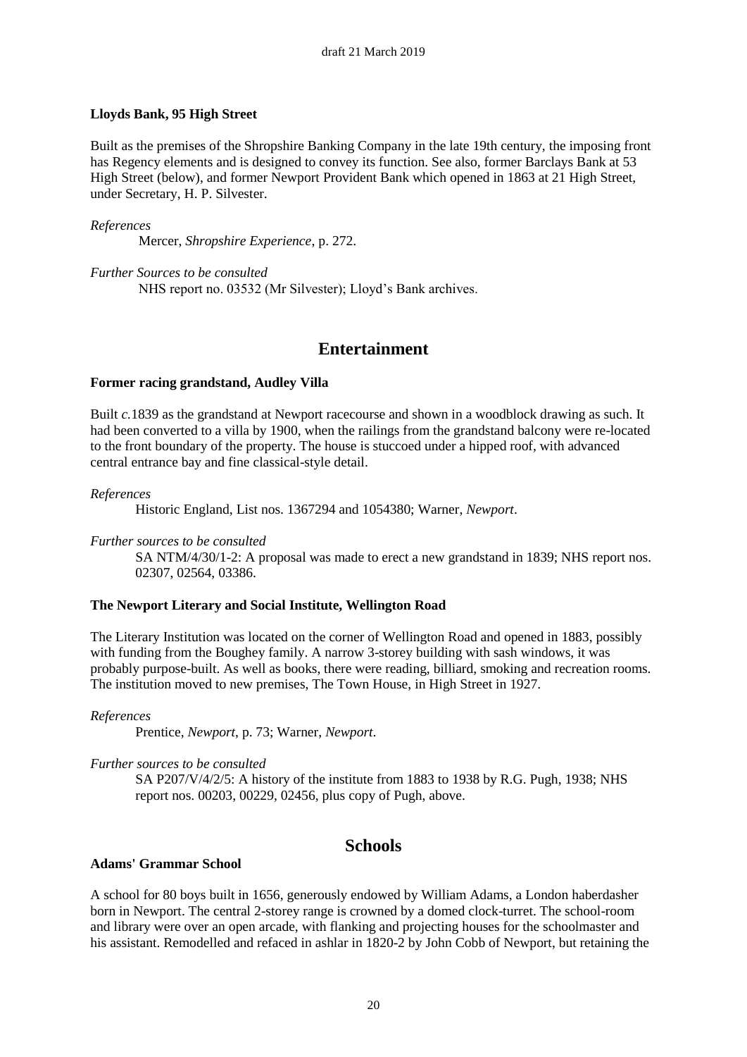### Lloyds Bank, 95 High Street

Built as the premises of the Shropshire Banking Company in the late 19th century, the imposing front has Regency elements and is designed to convey its function. See also, former Barclays Bank at 53 High Street (below), and former Newport Provident Bank which opened in 1863 at 21 High Street, under Secretary, H. P. Silvester.

*References*

Mercer, *Shropshire Experience*, p. 272.

*Further Sources to be consulted*

NHS report no. 03532 (Mr Silvester); Lloyd's Bank archives.

## Entertainment

### Former racing grandstand, Audley Villa

Built *c.*1839 as the grandstand at Newport racecourse and shown in a woodblock drawing as such. It had been converted to a villa by 1900, when the railings from the grandstand balcony were re-located to the front boundary of the property. The house is stuccoed under a hipped roof, with advanced central entrance bay and fine classical-style detail.

*References*

Historic England, List nos. 1367294 and 1054380; Warner, *Newport*.

*Further sources to be consulted*

SA NTM/4/30/1-2: A proposal was made to erect a new grandstand in 1839; NHS report nos. 02307, 02564, 03386.

### The Newport Literary and Social Institute, Wellington Road

The Literary Institution was located on the corner of Wellington Road and opened in 1883, possibly with funding from the Boughey family. A narrow 3-storey building with sash windows, it was probably purpose-built. As well as books, there were reading, billiard, smoking and recreation rooms. The institution moved to new premises, The Town House, in High Street in 1927.

*References*

Prentice, *Newport*, p. 73; Warner, *Newport*.

*Further sources to be consulted*

SA P207/V/4/2/5: A history of the institute from 1883 to 1938 by R.G. Pugh, 1938; NHS report nos. 00203, 00229, 02456, plus copy of Pugh, above.

## Schools

### Adams' Grammar School

A school for 80 boys built in 1656, generously endowed by William Adams, a London haberdasher born in Newport. The central 2-storey range is crowned by a domed clock-turret. The school-room and library were over an open arcade, with flanking and projecting houses for the schoolmaster and his assistant. Remodelled and refaced in ashlar in 1820-2 by John Cobb of Newport, but retaining the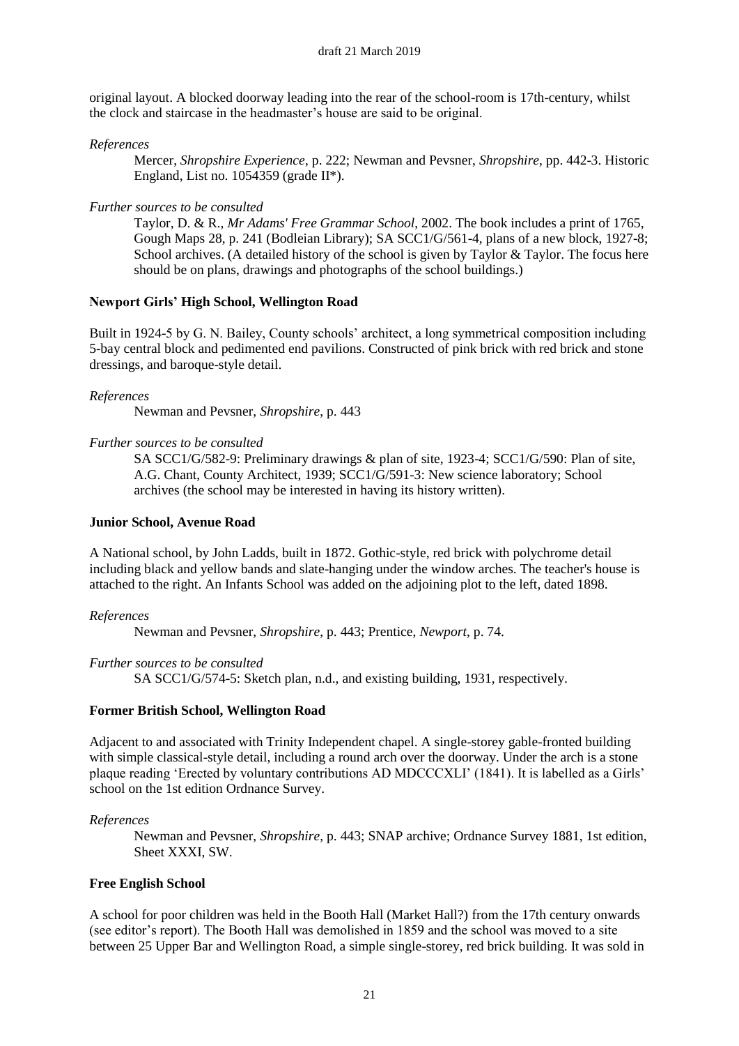original layout. A blocked doorway leading into the rear of the school-room is 17th-century, whilst the clock and staircase in the headmaster's house are said to be original.

*References*

Mercer, *Shropshire Experience*, p. 222; Newman and Pevsner, *Shropshire*, pp. 442-3. Historic England, List no. 1054359 (grade II*).

*Further sources to be consulted*

Taylor, D. & R., *Mr Adams' Free Grammar School*, 2002. The book includes a print of 1765, Gough Maps 28, p. 241 (Bodleian Library); SA SCC1/G/561-4, plans of a new block, 1927-8; School archives. (A detailed history of the school is given by Taylor & Taylor. The focus here should be on plans, drawings and photographs of the school buildings.)

**Newport Girls' High School, Wellington Road**

Built in 1924-5 by G. N. Bailey, County schools' architect, a long symmetrical composition including 5-bay central block and pedimented end pavilions. Constructed of pink brick with red brick and stone dressings, and baroque-style detail.

*References*

Newman and Pevsner, *Shropshire*, p. 443

*Further sources to be consulted*

SA SCC1/G/582-9: Preliminary drawings & plan of site, 1923-4; SCC1/G/590: Plan of site, A.G. Chant, County Architect, 1939; SCC1/G/591-3: New science laboratory; School archives (the school may be interested in having its history written).

**Junior School, Avenue Road**

A National school, by John Ladds, built in 1872. Gothic-style, red brick with polychrome detail including black and yellow bands and slate-hanging under the window arches. The teacher's house is attached to the right. An Infants School was added on the adjoining plot to the left, dated 1898.

*References*

Newman and Pevsner, *Shropshire*, p. 443; Prentice, *Newport*, p. 74.

*Further sources to be consulted*

SA SCC1/G/574-5: Sketch plan, n.d., and existing building, 1931, respectively.

**Former British School, Wellington Road**

Adjacent to and associated with Trinity Independent chapel. A single-storey gable-fronted building with simple classical-style detail, including a round arch over the doorway. Under the arch is a stone plaque reading 'Erected by voluntary contributions AD MDCCCXLI' (1841). It is labelled as a Girls' school on the 1st edition Ordnance Survey.

*References*

Newman and Pevsner, *Shropshire*, p. 443; SNAP archive; Ordnance Survey 1881, 1st edition, Sheet XXXI, SW.

**Free English School**

A school for poor children was held in the Booth Hall (Market Hall?) from the 17th century onwards (see editor's report). The Booth Hall was demolished in 1859 and the school was moved to a site between 25 Upper Bar and Wellington Road, a simple single-storey, red brick building. It was sold in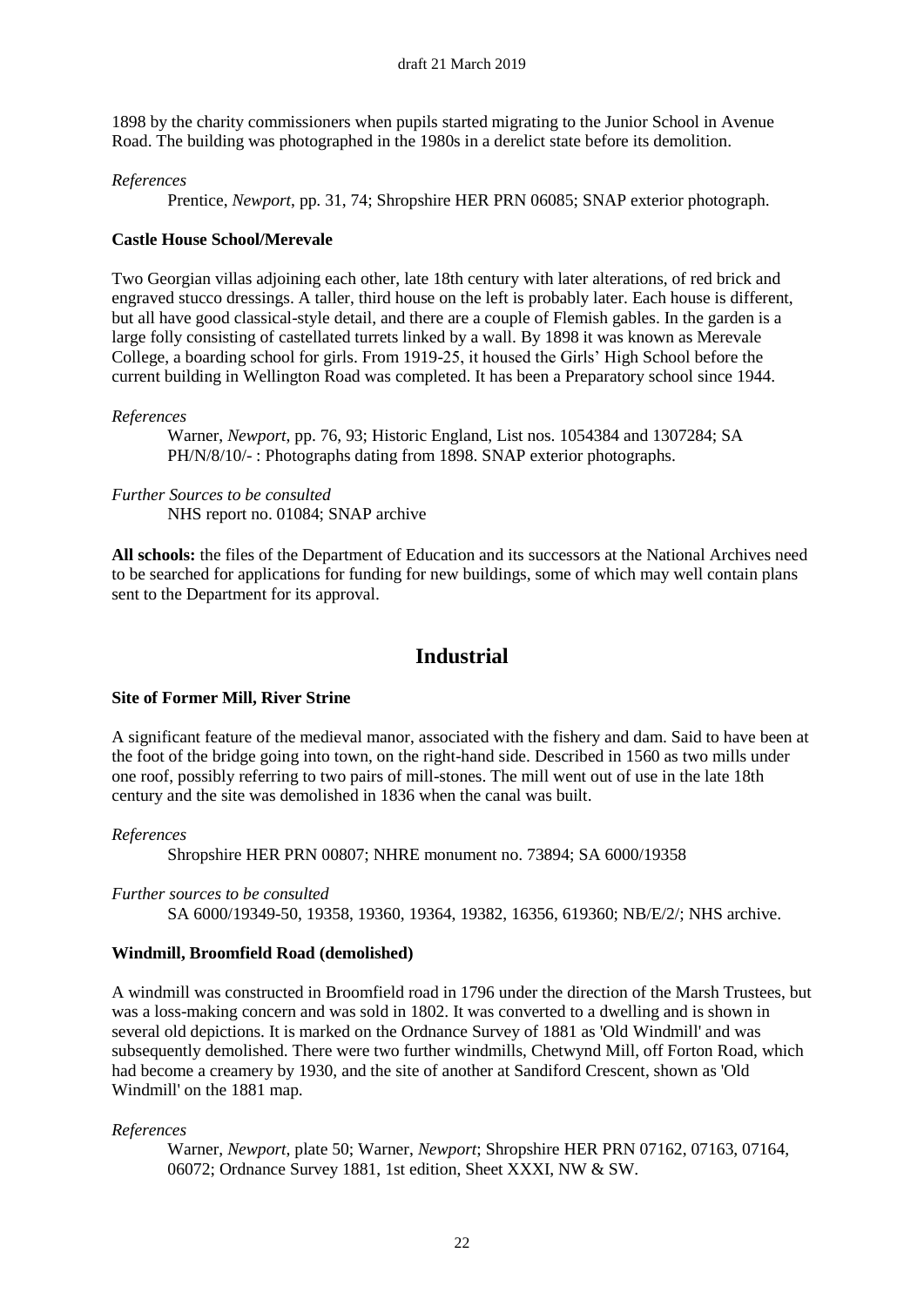1898 by the charity commissioners when pupils started migrating to the Junior School in Avenue Road. The building was photographed in the 1980s in a derelict state before its demolition.

*References*

Prentice, *Newport*, pp. 31, 74; Shropshire HER PRN 06085; SNAP exterior photograph.

**Castle House School/Merevale**

Two Georgian villas adjoining each other, late 18th century with later alterations, of red brick and engraved stucco dressings. A taller, third house on the left is probably later. Each house is different, but all have good classical-style detail, and there are a couple of Flemish gables. In the garden is a large folly consisting of castellated turrets linked by a wall. By 1898 it was known as Merevale College, a boarding school for girls. From 1919-25, it housed the Girls' High School before the current building in Wellington Road was completed. It has been a Preparatory school since 1944.

*References*

Warner, *Newport*, pp. 76, 93; Historic England, List nos. 1054384 and 1307284; SA PH/N/8/10/- : Photographs dating from 1898. SNAP exterior photographs.

*Further Sources to be consulted*

NHS report no. 01084; SNAP archive

**All schools:** the files of the Department of Education and its successors at the National Archives need to be searched for applications for funding for new buildings, some of which may well contain plans sent to the Department for its approval.

## Industrial

**Site of Former Mill, River Strine**

A significant feature of the medieval manor, associated with the fishery and dam. Said to have been at the foot of the bridge going into town, on the right-hand side. Described in 1560 as two mills under one roof, possibly referring to two pairs of mill-stones. The mill went out of use in the late 18th century and the site was demolished in 1836 when the canal was built.

*References*

Shropshire HER PRN 00807; NHRE monument no. 73894; SA 6000/19358

*Further sources to be consulted*

SA 6000/19349-50, 19358, 19360, 19364, 19382, 16356, 619360; NB/E/2/; NHS archive.

**Windmill, Broomfield Road (demolished)**

A windmill was constructed in Broomfield road in 1796 under the direction of the Marsh Trustees, but was a loss-making concern and was sold in 1802. It was converted to a dwelling and is shown in several old depictions. It is marked on the Ordnance Survey of 1881 as 'Old Windmill' and was subsequently demolished. There were two further windmills, Chetwynd Mill, off Forton Road, which had become a creamery by 1930, and the site of another at Sandiford Crescent, shown as 'Old Windmill' on the 1881 map.

*References*

Warner, *Newport*, plate 50; Warner, *Newport*; Shropshire HER PRN 07162, 07163, 07164, 06072; Ordnance Survey 1881, 1st edition, Sheet XXXI, NW & SW.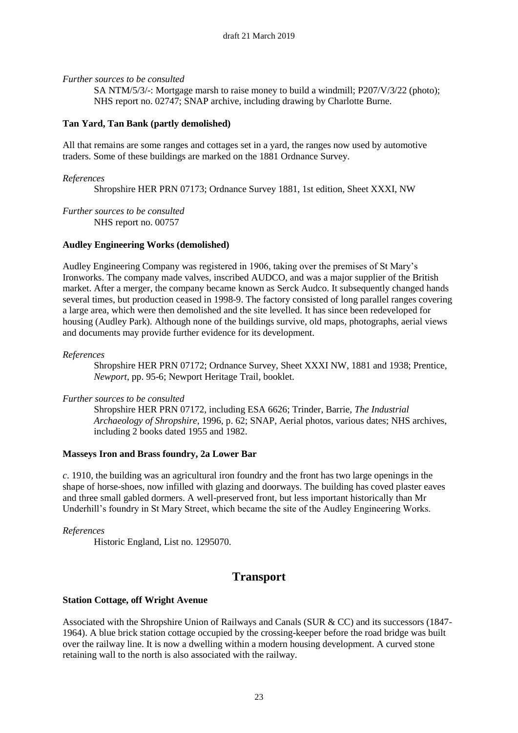*Further sources to be consulted*

SA NTM/5/3/-: Mortgage marsh to raise money to build a windmill; P207/V/3/22 (photo); NHS report no. 02747; SNAP archive, including drawing by Charlotte Burne.

**Tan Yard, Tan Bank (partly demolished)**

All that remains are some ranges and cottages set in a yard, the ranges now used by automotive traders. Some of these buildings are marked on the 1881 Ordnance Survey.

*References*

Shropshire HER PRN 07173; Ordnance Survey 1881, 1st edition, Sheet XXXI, NW

*Further sources to be consulted*

NHS report no. 00757

**Audley Engineering Works (demolished)**

Audley Engineering Company was registered in 1906, taking over the premises of St Mary's Ironworks. The company made valves, inscribed AUDCO, and was a major supplier of the British market. After a merger, the company became known as Serck Audco. It subsequently changed hands several times, but production ceased in 1998-9. The factory consisted of long parallel ranges covering a large area, which were then demolished and the site levelled. It has since been redeveloped for housing (Audley Park). Although none of the buildings survive, old maps, photographs, aerial views and documents may provide further evidence for its development.

*References*

Shropshire HER PRN 07172; Ordnance Survey, Sheet XXXI NW, 1881 and 1938; Prentice, *Newport*, pp. 95-6; Newport Heritage Trail, booklet.

*Further sources to be consulted*

Shropshire HER PRN 07172, including ESA 6626; Trinder, Barrie, *The Industrial Archaeology of Shropshire*, 1996, p. 62; SNAP, Aerial photos, various dates; NHS archives, including 2 books dated 1955 and 1982.

**Masseys Iron and Brass foundry, 2a Lower Bar**

*c*. 1910, the building was an agricultural iron foundry and the front has two large openings in the shape of horse-shoes, now infilled with glazing and doorways. The building has coved plaster eaves and three small gabled dormers. A well-preserved front, but less important historically than Mr Underhill's foundry in St Mary Street, which became the site of the Audley Engineering Works.

*References*

Historic England, List no. 1295070.

## Transport

**Station Cottage, off Wright Avenue**

Associated with the Shropshire Union of Railways and Canals (SUR & CC) and its successors (1847-1964). A blue brick station cottage occupied by the crossing-keeper before the road bridge was built over the railway line. It is now a dwelling within a modern housing development. A curved stone retaining wall to the north is also associated with the railway.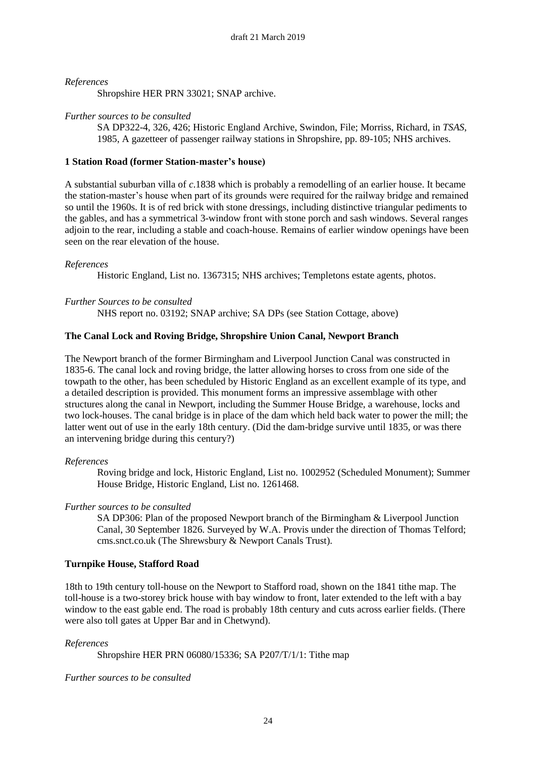*References*

Shropshire HER PRN 33021; SNAP archive.

*Further sources to be consulted*

SA DP322-4, 326, 426; Historic England Archive, Swindon, File; Morriss, Richard, in *TSAS*, 1985, A gazetteer of passenger railway stations in Shropshire, pp. 89-105; NHS archives.

**1 Station Road (former Station-master's house)**

A substantial suburban villa of *c*.1838 which is probably a remodelling of an earlier house. It became the station-master's house when part of its grounds were required for the railway bridge and remained so until the 1960s. It is of red brick with stone dressings, including distinctive triangular pediments to the gables, and has a symmetrical 3-window front with stone porch and sash windows. Several ranges adjoin to the rear, including a stable and coach-house. Remains of earlier window openings have been seen on the rear elevation of the house.

*References*

Historic England, List no. 1367315; NHS archives; Templetons estate agents, photos.

*Further Sources to be consulted*

NHS report no. 03192; SNAP archive; SA DPs (see Station Cottage, above)

**The Canal Lock and Roving Bridge, Shropshire Union Canal, Newport Branch**

The Newport branch of the former Birmingham and Liverpool Junction Canal was constructed in 1835-6. The canal lock and roving bridge, the latter allowing horses to cross from one side of the towpath to the other, has been scheduled by Historic England as an excellent example of its type, and a detailed description is provided. This monument forms an impressive assemblage with other structures along the canal in Newport, including the Summer House Bridge, a warehouse, locks and two lock-houses. The canal bridge is in place of the dam which held back water to power the mill; the latter went out of use in the early 18th century. (Did the dam-bridge survive until 1835, or was there an intervening bridge during this century?)

*References*

Roving bridge and lock, Historic England, List no. 1002952 (Scheduled Monument); Summer House Bridge, Historic England, List no. 1261468.

*Further sources to be consulted*

SA DP306: Plan of the proposed Newport branch of the Birmingham & Liverpool Junction Canal, 30 September 1826. Surveyed by W.A. Provis under the direction of Thomas Telford; cms.snct.co.uk (The Shrewsbury & Newport Canals Trust).

**Turnpike House, Stafford Road**

18th to 19th century toll-house on the Newport to Stafford road, shown on the 1841 tithe map. The toll-house is a two-storey brick house with bay window to front, later extended to the left with a bay window to the east gable end. The road is probably 18th century and cuts across earlier fields. (There were also toll gates at Upper Bar and in Chetwynd).

*References*

Shropshire HER PRN 06080/15336; SA P207/T/1/1: Tithe map

*Further sources to be consulted*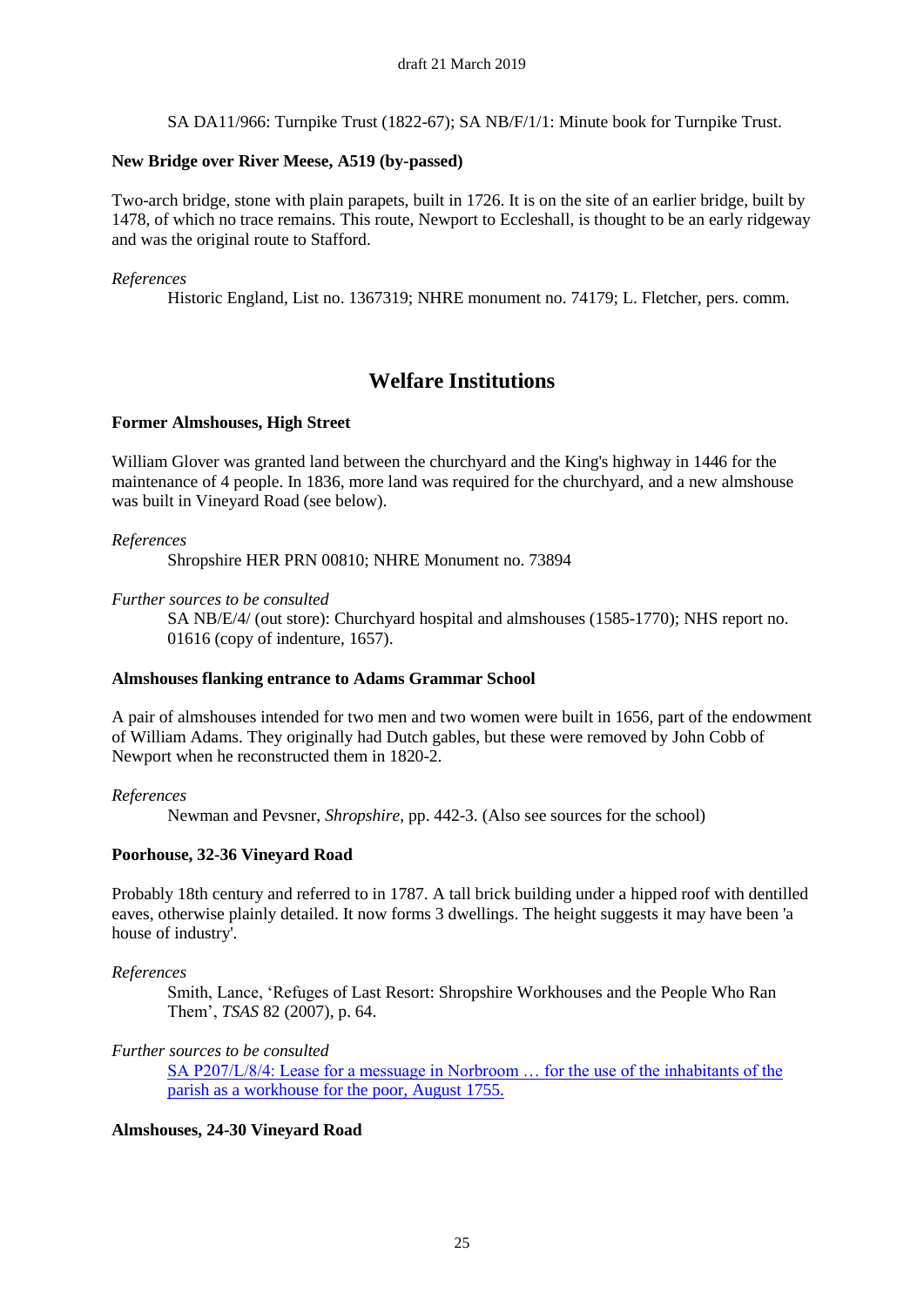SA DA11/966: Turnpike Trust (1822-67); SA NB/F/1/1: Minute book for Turnpike Trust.

**New Bridge over River Meese, A519 (by-passed)**

Two-arch bridge, stone with plain parapets, built in 1726. It is on the site of an earlier bridge, built by 1478, of which no trace remains. This route, Newport to Eccleshall, is thought to be an early ridgeway and was the original route to Stafford.

*References*

Historic England, List no. 1367319; NHRE monument no. 74179; L. Fletcher, pers. comm.

## Welfare Institutions

**Former Almshouses, High Street**

William Glover was granted land between the churchyard and the King's highway in 1446 for the maintenance of 4 people. In 1836, more land was required for the churchyard, and a new almshouse was built in Vineyard Road (see below).

*References*

Shropshire HER PRN 00810; NHRE Monument no. 73894

*Further sources to be consulted*

SA NB/E/4/ (out store): Churchyard hospital and almshouses (1585-1770); NHS report no. 01616 (copy of indenture, 1657).

**Almshouses flanking entrance to Adams Grammar School**

A pair of almshouses intended for two men and two women were built in 1656, part of the endowment of William Adams. They originally had Dutch gables, but these were removed by John Cobb of Newport when he reconstructed them in 1820-2.

*References*

Newman and Pevsner, *Shropshire*, pp. 442-3. (Also see sources for the school)

**Poorhouse, 32-36 Vineyard Road**

Probably 18th century and referred to in 1787. A tall brick building under a hipped roof with dentilled eaves, otherwise plainly detailed. It now forms 3 dwellings. The height suggests it may have been 'a house of industry'.

*References*

Smith, Lance, 'Refuges of Last Resort: Shropshire Workhouses and the People Who Ran Them', *TSAS* 82 (2007), p. 64.

*Further sources to be consulted*

SA P207/L/8/4: Lease for a messuage in Norbroom … for the use of the inhabitants of the parish as a workhouse for the poor, August 1755.

**Almshouses, 24-30 Vineyard Road**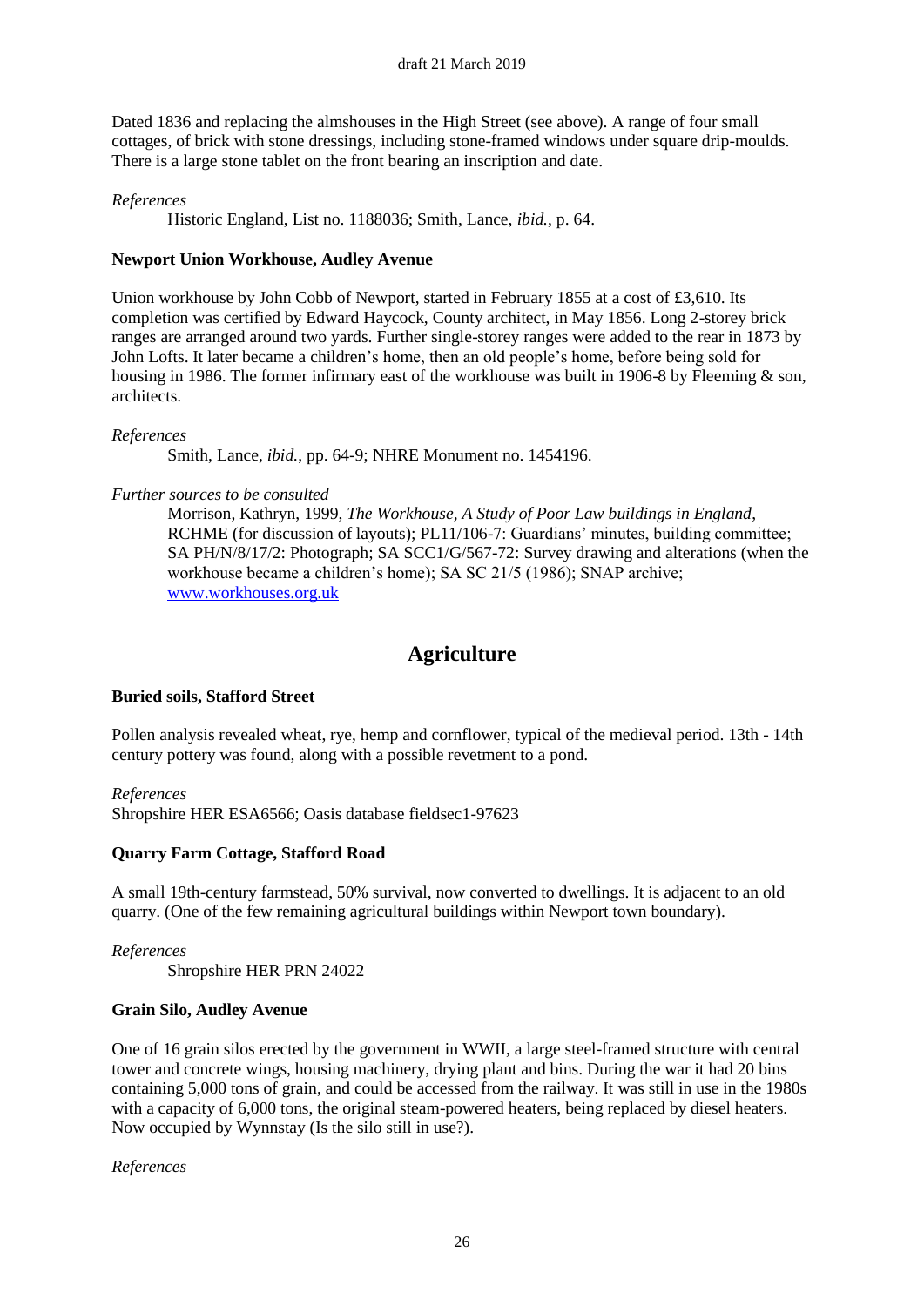Dated 1836 and replacing the almshouses in the High Street (see above). A range of four small cottages, of brick with stone dressings, including stone-framed windows under square drip-moulds. There is a large stone tablet on the front bearing an inscription and date.

*References*

Historic England, List no. 1188036; Smith, Lance, *ibid.*, p. 64.

**Newport Union Workhouse, Audley Avenue**

Union workhouse by John Cobb of Newport, started in February 1855 at a cost of £3,610. Its completion was certified by Edward Haycock, County architect, in May 1856. Long 2-storey brick ranges are arranged around two yards. Further single-storey ranges were added to the rear in 1873 by John Lofts. It later became a children's home, then an old people's home, before being sold for housing in 1986. The former infirmary east of the workhouse was built in 1906-8 by Fleeming & son, architects.

*References*

Smith, Lance, *ibid.*, pp. 64-9; NHRE Monument no. 1454196.

*Further sources to be consulted*

Morrison, Kathryn, 1999, *The Workhouse, A Study of Poor Law buildings in England*, RCHME (for discussion of layouts); PL11/106-7: Guardians' minutes, building committee; SA PH/N/8/17/2: Photograph; SA SCC1/G/567-72: Survey drawing and alterations (when the workhouse became a children's home); SA SC 21/5 (1986); SNAP archive; [www.workhouses.org.uk](http://www.workhouses.org.uk)

# Agriculture

**Buried soils, Stafford Street**

Pollen analysis revealed wheat, rye, hemp and cornflower, typical of the medieval period. 13th - 14th century pottery was found, along with a possible revetment to a pond.

*References*

Shropshire HER ESA6566; Oasis database fieldsec1-97623

**Quarry Farm Cottage, Stafford Road**

A small 19th-century farmstead, 50% survival, now converted to dwellings. It is adjacent to an old quarry. (One of the few remaining agricultural buildings within Newport town boundary).

*References*

Shropshire HER PRN 24022

**Grain Silo, Audley Avenue**

One of 16 grain silos erected by the government in WWII, a large steel-framed structure with central tower and concrete wings, housing machinery, drying plant and bins. During the war it had 20 bins containing 5,000 tons of grain, and could be accessed from the railway. It was still in use in the 1980s with a capacity of 6,000 tons, the original steam-powered heaters, being replaced by diesel heaters. Now occupied by Wynnstay (Is the silo still in use?).

*References*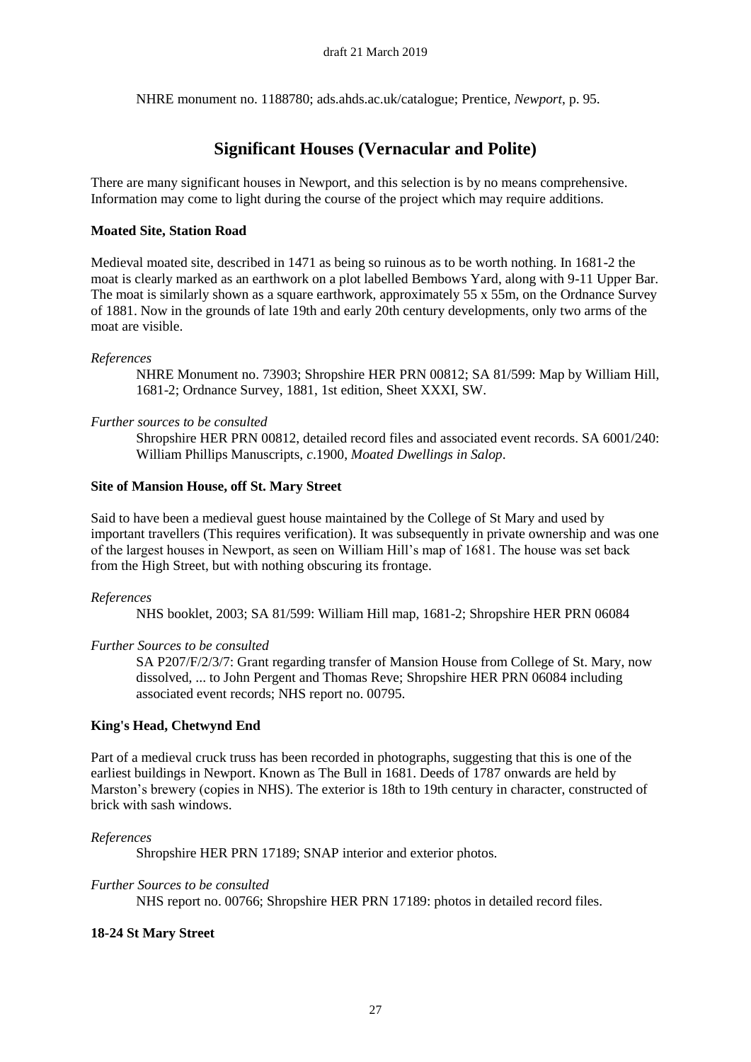NHRE monument no. 1188780; ads.ahds.ac.uk/catalogue; Prentice, *Newport*, p. 95.

## Significant Houses (Vernacular and Polite)

There are many significant houses in Newport, and this selection is by no means comprehensive. Information may come to light during the course of the project which may require additions.

### Moated Site, Station Road

Medieval moated site, described in 1471 as being so ruinous as to be worth nothing. In 1681-2 the moat is clearly marked as an earthwork on a plot labelled Bembows Yard, along with 9-11 Upper Bar. The moat is similarly shown as a square earthwork, approximately 55 x 55m, on the Ordnance Survey of 1881. Now in the grounds of late 19th and early 20th century developments, only two arms of the moat are visible.

*References*

> NHRE Monument no. 73903; Shropshire HER PRN 00812; SA 81/599: Map by William Hill, 1681-2; Ordnance Survey, 1881, 1st edition, Sheet XXXI, SW.

*Further sources to be consulted*

> Shropshire HER PRN 00812, detailed record files and associated event records. SA 6001/240: William Phillips Manuscripts, *c*.1900, *Moated Dwellings in Salop*.

### Site of Mansion House, off St. Mary Street

Said to have been a medieval guest house maintained by the College of St Mary and used by important travellers (This requires verification). It was subsequently in private ownership and was one of the largest houses in Newport, as seen on William Hill's map of 1681. The house was set back from the High Street, but with nothing obscuring its frontage.

*References*

> NHS booklet, 2003; SA 81/599: William Hill map, 1681-2; Shropshire HER PRN 06084

*Further Sources to be consulted*

> SA P207/F/2/3/7: Grant regarding transfer of Mansion House from College of St. Mary, now dissolved, ... to John Pergent and Thomas Reve; Shropshire HER PRN 06084 including associated event records; NHS report no. 00795.

### King's Head, Chetwynd End

Part of a medieval cruck truss has been recorded in photographs, suggesting that this is one of the earliest buildings in Newport. Known as The Bull in 1681. Deeds of 1787 onwards are held by Marston's brewery (copies in NHS). The exterior is 18th to 19th century in character, constructed of brick with sash windows.

*References*

> Shropshire HER PRN 17189; SNAP interior and exterior photos.

*Further Sources to be consulted*

> NHS report no. 00766; Shropshire HER PRN 17189: photos in detailed record files.

### 18-24 St Mary Street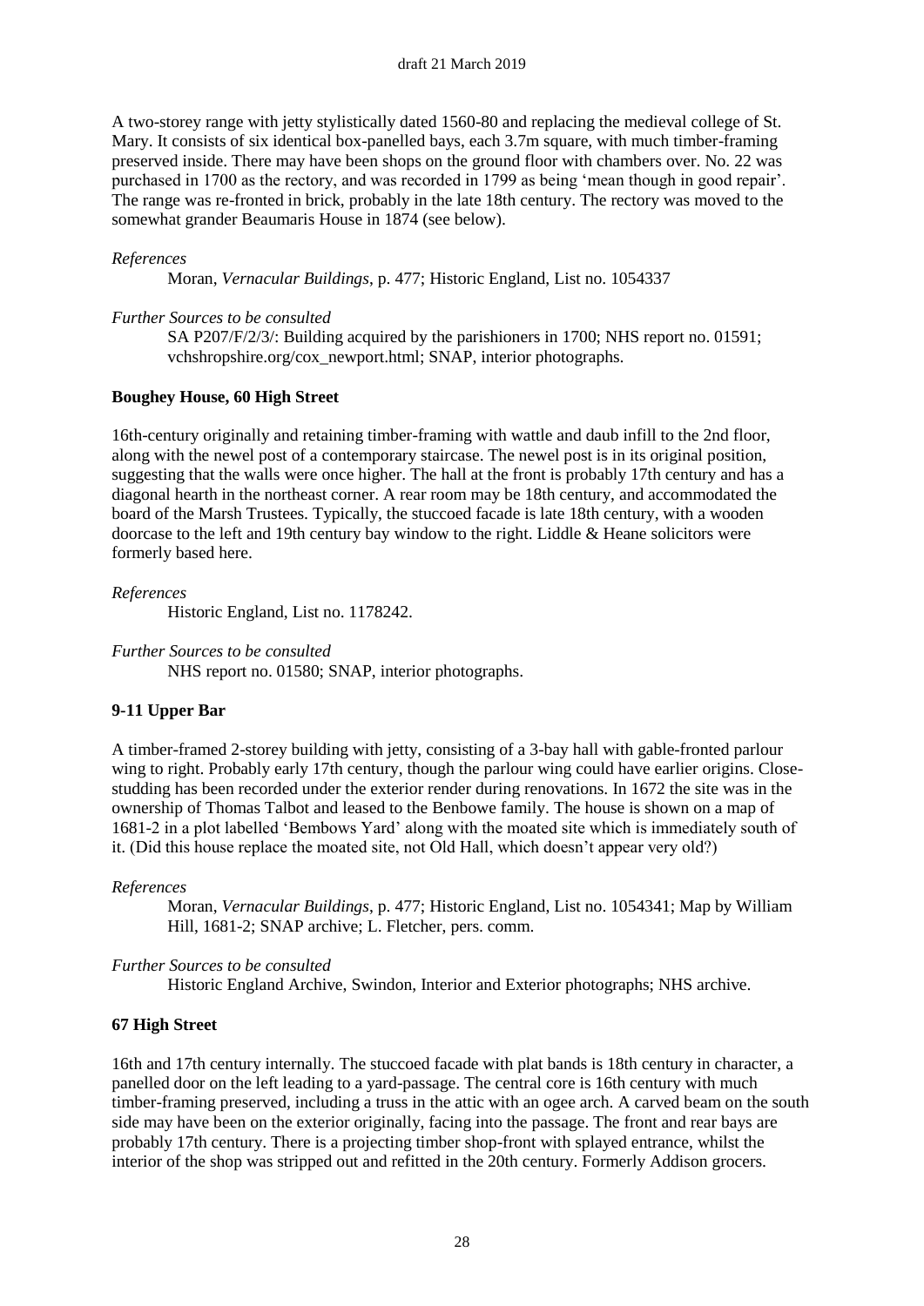A two-storey range with jetty stylistically dated 1560-80 and replacing the medieval college of St. Mary. It consists of six identical box-panelled bays, each 3.7m square, with much timber-framing preserved inside. There may have been shops on the ground floor with chambers over. No. 22 was purchased in 1700 as the rectory, and was recorded in 1799 as being 'mean though in good repair'. The range was re-fronted in brick, probably in the late 18th century. The rectory was moved to the somewhat grander Beaumaris House in 1874 (see below).

*References*

Moran, *Vernacular Buildings*, p. 477; Historic England, List no. 1054337

*Further Sources to be consulted*

SA P207/F/2/3/: Building acquired by the parishioners in 1700; NHS report no. 01591; vchshropshire.org/cox_newport.html; SNAP, interior photographs.

**Boughey House, 60 High Street**

16th-century originally and retaining timber-framing with wattle and daub infill to the 2nd floor, along with the newel post of a contemporary staircase. The newel post is in its original position, suggesting that the walls were once higher. The hall at the front is probably 17th century and has a diagonal hearth in the northeast corner. A rear room may be 18th century, and accommodated the board of the Marsh Trustees. Typically, the stuccoed facade is late 18th century, with a wooden doorcase to the left and 19th century bay window to the right. Liddle & Heane solicitors were formerly based here.

*References*

Historic England, List no. 1178242.

*Further Sources to be consulted*

NHS report no. 01580; SNAP, interior photographs.

**9-11 Upper Bar**

A timber-framed 2-storey building with jetty, consisting of a 3-bay hall with gable-fronted parlour wing to right. Probably early 17th century, though the parlour wing could have earlier origins. Close-studding has been recorded under the exterior render during renovations. In 1672 the site was in the ownership of Thomas Talbot and leased to the Benbowe family. The house is shown on a map of 1681-2 in a plot labelled 'Bembows Yard' along with the moated site which is immediately south of it. (Did this house replace the moated site, not Old Hall, which doesn't appear very old?)

*References*

Moran, *Vernacular Buildings*, p. 477; Historic England, List no. 1054341; Map by William Hill, 1681-2; SNAP archive; L. Fletcher, pers. comm.

*Further Sources to be consulted*

Historic England Archive, Swindon, Interior and Exterior photographs; NHS archive.

**67 High Street**

16th and 17th century internally. The stuccoed facade with plat bands is 18th century in character, a panelled door on the left leading to a yard-passage. The central core is 16th century with much timber-framing preserved, including a truss in the attic with an ogee arch. A carved beam on the south side may have been on the exterior originally, facing into the passage. The front and rear bays are probably 17th century. There is a projecting timber shop-front with splayed entrance, whilst the interior of the shop was stripped out and refitted in the 20th century. Formerly Addison grocers.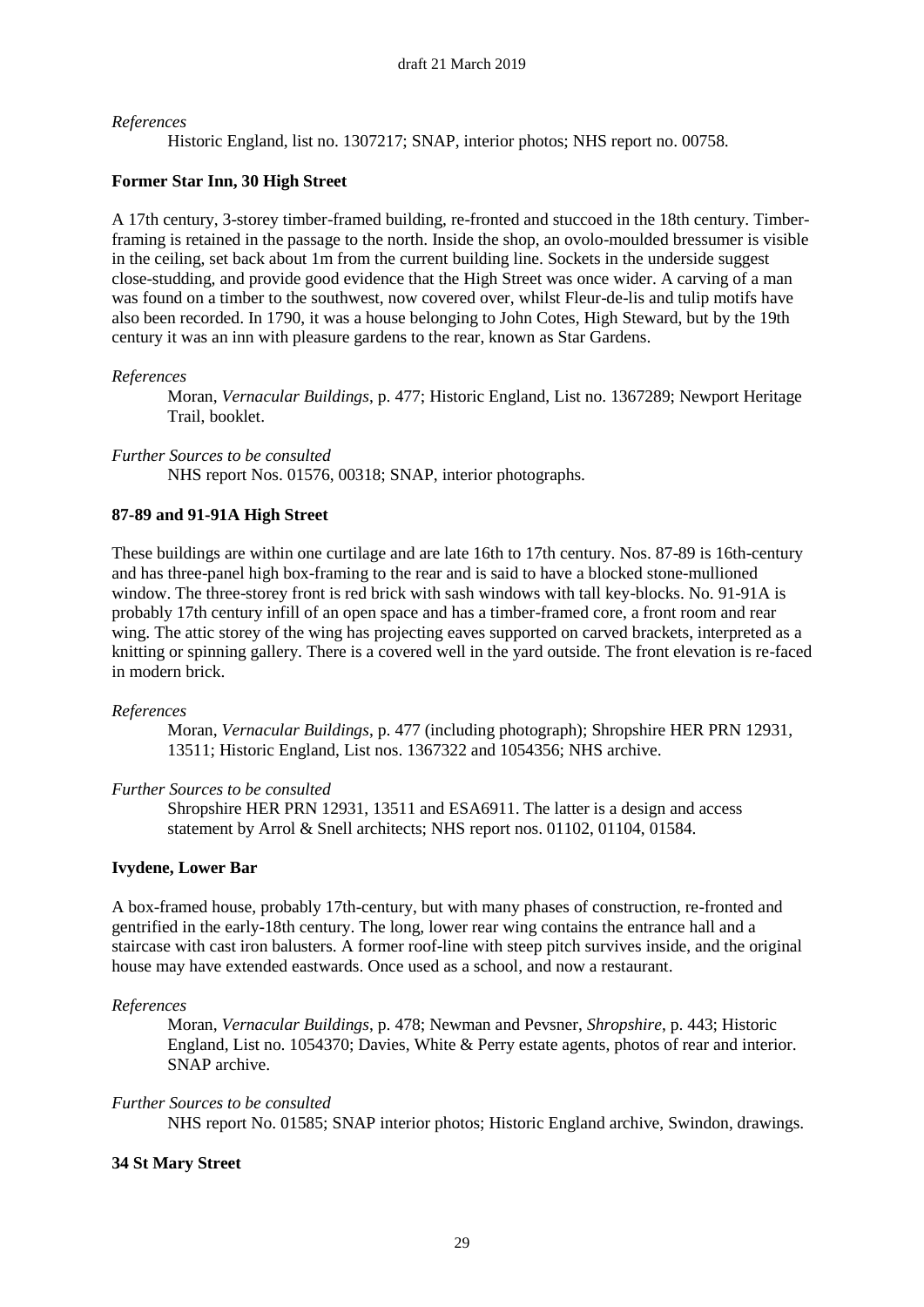*References*

Historic England, list no. 1307217; SNAP, interior photos; NHS report no. 00758.

**Former Star Inn, 30 High Street**

A 17th century, 3-storey timber-framed building, re-fronted and stuccoed in the 18th century. Timber-framing is retained in the passage to the north. Inside the shop, an ovolo-moulded bressumer is visible in the ceiling, set back about 1m from the current building line. Sockets in the underside suggest close-studding, and provide good evidence that the High Street was once wider. A carving of a man was found on a timber to the southwest, now covered over, whilst Fleur-de-lis and tulip motifs have also been recorded. In 1790, it was a house belonging to John Cotes, High Steward, but by the 19th century it was an inn with pleasure gardens to the rear, known as Star Gardens.

*References*

Moran, *Vernacular Buildings*, p. 477; Historic England, List no. 1367289; Newport Heritage Trail, booklet.

*Further Sources to be consulted*

NHS report Nos. 01576, 00318; SNAP, interior photographs.

**87-89 and 91-91A High Street**

These buildings are within one curtilage and are late 16th to 17th century. Nos. 87-89 is 16th-century and has three-panel high box-framing to the rear and is said to have a blocked stone-mullioned window. The three-storey front is red brick with sash windows with tall key-blocks. No. 91-91A is probably 17th century infill of an open space and has a timber-framed core, a front room and rear wing. The attic storey of the wing has projecting eaves supported on carved brackets, interpreted as a knitting or spinning gallery. There is a covered well in the yard outside. The front elevation is re-faced in modern brick.

*References*

Moran, *Vernacular Buildings*, p. 477 (including photograph); Shropshire HER PRN 12931, 13511; Historic England, List nos. 1367322 and 1054356; NHS archive.

*Further Sources to be consulted*

Shropshire HER PRN 12931, 13511 and ESA6911. The latter is a design and access statement by Arrol & Snell architects; NHS report nos. 01102, 01104, 01584.

**Ivydene, Lower Bar**

A box-framed house, probably 17th-century, but with many phases of construction, re-fronted and gentrified in the early-18th century. The long, lower rear wing contains the entrance hall and a staircase with cast iron balusters. A former roof-line with steep pitch survives inside, and the original house may have extended eastwards. Once used as a school, and now a restaurant.

*References*

Moran, *Vernacular Buildings*, p. 478; Newman and Pevsner, *Shropshire*, p. 443; Historic England, List no. 1054370; Davies, White & Perry estate agents, photos of rear and interior. SNAP archive.

*Further Sources to be consulted*

NHS report No. 01585; SNAP interior photos; Historic England archive, Swindon, drawings.

**34 St Mary Street**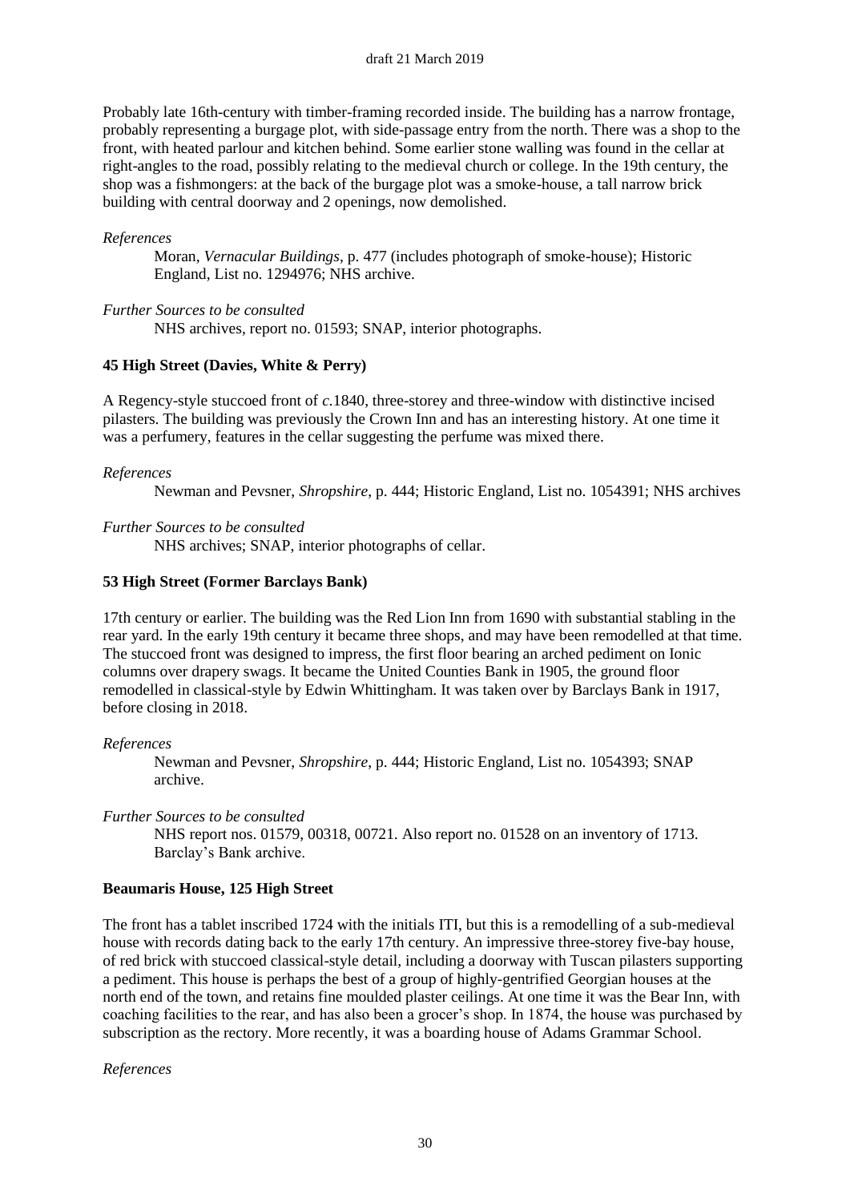Probably late 16th-century with timber-framing recorded inside. The building has a narrow frontage, probably representing a burgage plot, with side-passage entry from the north. There was a shop to the front, with heated parlour and kitchen behind. Some earlier stone walling was found in the cellar at right-angles to the road, possibly relating to the medieval church or college. In the 19th century, the shop was a fishmongers: at the back of the burgage plot was a smoke-house, a tall narrow brick building with central doorway and 2 openings, now demolished.

*References*

Moran, *Vernacular Buildings*, p. 477 (includes photograph of smoke-house); Historic England, List no. 1294976; NHS archive.

*Further Sources to be consulted*

NHS archives, report no. 01593; SNAP, interior photographs.

**45 High Street (Davies, White & Perry)**

A Regency-style stuccoed front of *c.*1840, three-storey and three-window with distinctive incised pilasters. The building was previously the Crown Inn and has an interesting history. At one time it was a perfumery, features in the cellar suggesting the perfume was mixed there.

*References*

Newman and Pevsner, *Shropshire*, p. 444; Historic England, List no. 1054391; NHS archives

*Further Sources to be consulted*

NHS archives; SNAP, interior photographs of cellar.

**53 High Street (Former Barclays Bank)**

17th century or earlier. The building was the Red Lion Inn from 1690 with substantial stabling in the rear yard. In the early 19th century it became three shops, and may have been remodelled at that time. The stuccoed front was designed to impress, the first floor bearing an arched pediment on Ionic columns over drapery swags. It became the United Counties Bank in 1905, the ground floor remodelled in classical-style by Edwin Whittingham. It was taken over by Barclays Bank in 1917, before closing in 2018.

*References*

Newman and Pevsner, *Shropshire*, p. 444; Historic England, List no. 1054393; SNAP archive.

*Further Sources to be consulted*

NHS report nos. 01579, 00318, 00721. Also report no. 01528 on an inventory of 1713. Barclay's Bank archive.

**Beaumaris House, 125 High Street**

The front has a tablet inscribed 1724 with the initials ITI, but this is a remodelling of a sub-medieval house with records dating back to the early 17th century. An impressive three-storey five-bay house, of red brick with stuccoed classical-style detail, including a doorway with Tuscan pilasters supporting a pediment. This house is perhaps the best of a group of highly-gentrified Georgian houses at the north end of the town, and retains fine moulded plaster ceilings. At one time it was the Bear Inn, with coaching facilities to the rear, and has also been a grocer's shop. In 1874, the house was purchased by subscription as the rectory. More recently, it was a boarding house of Adams Grammar School.

*References*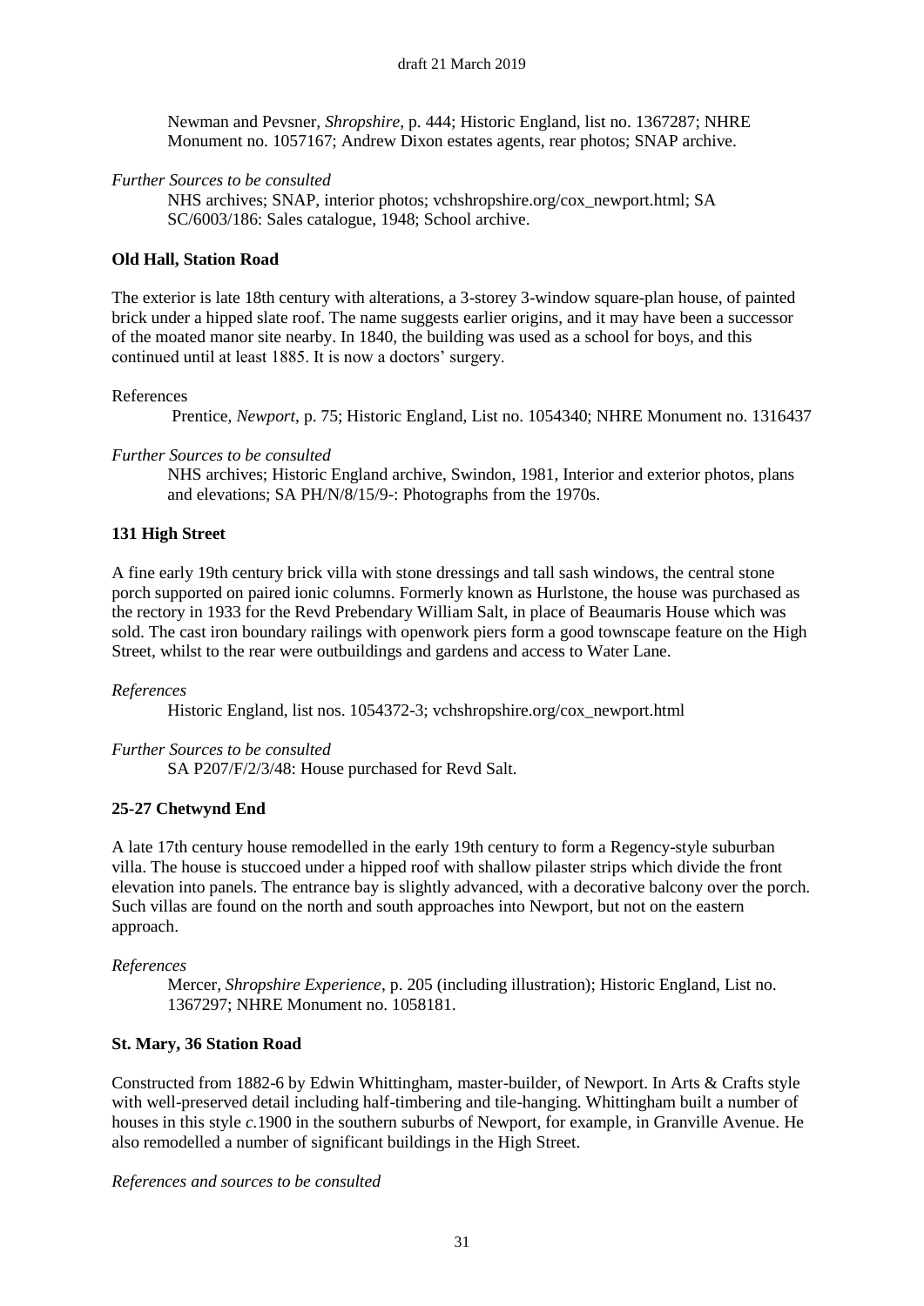Newman and Pevsner, *Shropshire*, p. 444; Historic England, list no. 1367287; NHRE Monument no. 1057167; Andrew Dixon estates agents, rear photos; SNAP archive.

*Further Sources to be consulted*

NHS archives; SNAP, interior photos; vchshropshire.org/cox_newport.html; SA SC/6003/186: Sales catalogue, 1948; School archive.

**Old Hall, Station Road**

The exterior is late 18th century with alterations, a 3-storey 3-window square-plan house, of painted brick under a hipped slate roof. The name suggests earlier origins, and it may have been a successor of the moated manor site nearby. In 1840, the building was used as a school for boys, and this continued until at least 1885. It is now a doctors' surgery.

References

Prentice, *Newport*, p. 75; Historic England, List no. 1054340; NHRE Monument no. 1316437

*Further Sources to be consulted*

NHS archives; Historic England archive, Swindon, 1981, Interior and exterior photos, plans and elevations; SA PH/N/8/15/9-: Photographs from the 1970s.

**131 High Street**

A fine early 19th century brick villa with stone dressings and tall sash windows, the central stone porch supported on paired ionic columns. Formerly known as Hurlstone, the house was purchased as the rectory in 1933 for the Revd Prebendary William Salt, in place of Beaumaris House which was sold. The cast iron boundary railings with openwork piers form a good townscape feature on the High Street, whilst to the rear were outbuildings and gardens and access to Water Lane.

*References*

Historic England, list nos. 1054372-3; vchshropshire.org/cox_newport.html

*Further Sources to be consulted*

SA P207/F/2/3/48: House purchased for Revd Salt.

**25-27 Chetwynd End**

A late 17th century house remodelled in the early 19th century to form a Regency-style suburban villa. The house is stuccoed under a hipped roof with shallow pilaster strips which divide the front elevation into panels. The entrance bay is slightly advanced, with a decorative balcony over the porch. Such villas are found on the north and south approaches into Newport, but not on the eastern approach.

*References*

Mercer, *Shropshire Experience*, p. 205 (including illustration); Historic England, List no. 1367297; NHRE Monument no. 1058181.

**St. Mary, 36 Station Road**

Constructed from 1882-6 by Edwin Whittingham, master-builder, of Newport. In Arts & Crafts style with well-preserved detail including half-timbering and tile-hanging. Whittingham built a number of houses in this style *c.*1900 in the southern suburbs of Newport, for example, in Granville Avenue. He also remodelled a number of significant buildings in the High Street.

*References and sources to be consulted*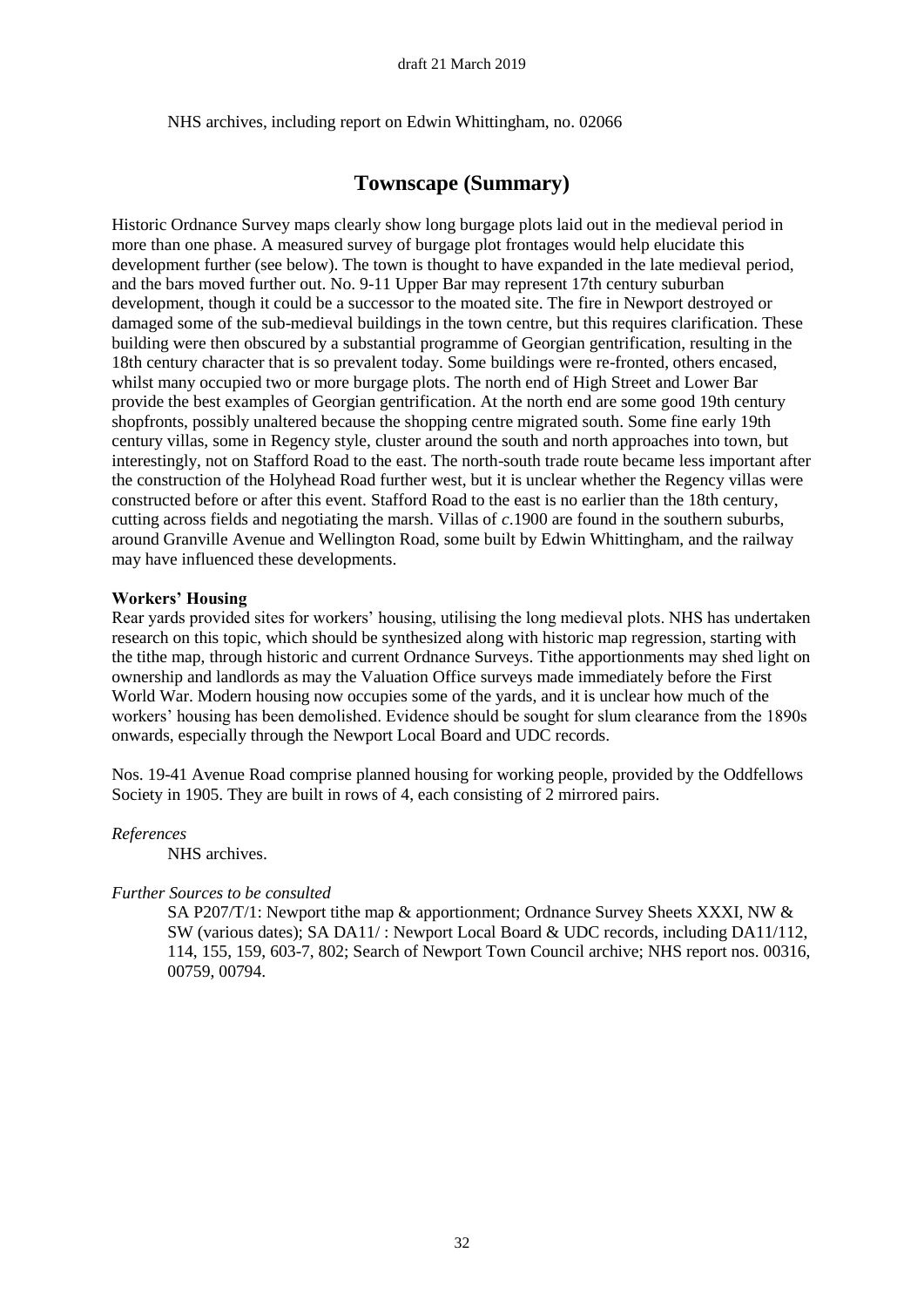NHS archives, including report on Edwin Whittingham, no. 02066

# Townscape (Summary)

Historic Ordnance Survey maps clearly show long burgage plots laid out in the medieval period in more than one phase. A measured survey of burgage plot frontages would help elucidate this development further (see below). The town is thought to have expanded in the late medieval period, and the bars moved further out. No. 9-11 Upper Bar may represent 17th century suburban development, though it could be a successor to the moated site. The fire in Newport destroyed or damaged some of the sub-medieval buildings in the town centre, but this requires clarification. These building were then obscured by a substantial programme of Georgian gentrification, resulting in the 18th century character that is so prevalent today. Some buildings were re-fronted, others encased, whilst many occupied two or more burgage plots. The north end of High Street and Lower Bar provide the best examples of Georgian gentrification. At the north end are some good 19th century shopfronts, possibly unaltered because the shopping centre migrated south. Some fine early 19th century villas, some in Regency style, cluster around the south and north approaches into town, but interestingly, not on Stafford Road to the east. The north-south trade route became less important after the construction of the Holyhead Road further west, but it is unclear whether the Regency villas were constructed before or after this event. Stafford Road to the east is no earlier than the 18th century, cutting across fields and negotiating the marsh. Villas of *c*.1900 are found in the southern suburbs, around Granville Avenue and Wellington Road, some built by Edwin Whittingham, and the railway may have influenced these developments.

**Workers' Housing**

Rear yards provided sites for workers' housing, utilising the long medieval plots. NHS has undertaken research on this topic, which should be synthesized along with historic map regression, starting with the tithe map, through historic and current Ordnance Surveys. Tithe apportionments may shed light on ownership and landlords as may the Valuation Office surveys made immediately before the First World War. Modern housing now occupies some of the yards, and it is unclear how much of the workers' housing has been demolished. Evidence should be sought for slum clearance from the 1890s onwards, especially through the Newport Local Board and UDC records.

Nos. 19-41 Avenue Road comprise planned housing for working people, provided by the Oddfellows Society in 1905. They are built in rows of 4, each consisting of 2 mirrored pairs.

*References*

NHS archives.

*Further Sources to be consulted*

SA P207/T/1: Newport tithe map & apportionment; Ordnance Survey Sheets XXXI, NW & SW (various dates); SA DA11/ : Newport Local Board & UDC records, including DA11/112, 114, 155, 159, 603-7, 802; Search of Newport Town Council archive; NHS report nos. 00316, 00759, 00794.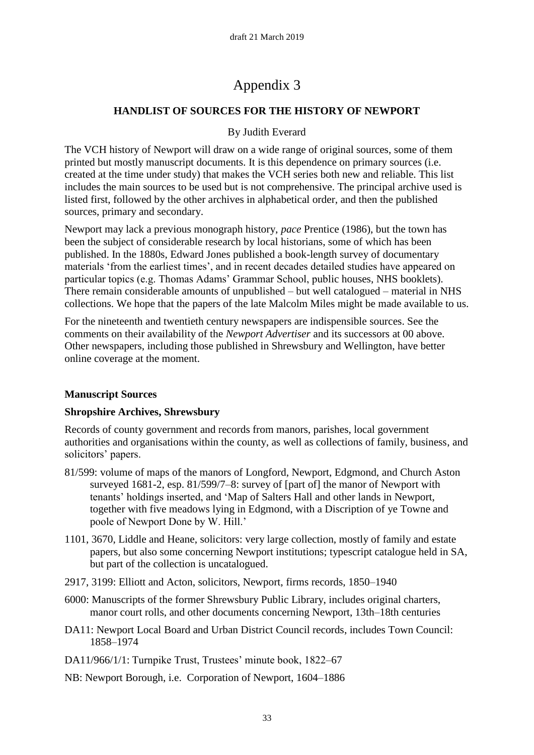# Appendix 3

## HANDLIST OF SOURCES FOR THE HISTORY OF NEWPORT

By Judith Everard

The VCH history of Newport will draw on a wide range of original sources, some of them printed but mostly manuscript documents. It is this dependence on primary sources (i.e. created at the time under study) that makes the VCH series both new and reliable. This list includes the main sources to be used but is not comprehensive. The principal archive used is listed first, followed by the other archives in alphabetical order, and then the published sources, primary and secondary.

Newport may lack a previous monograph history, *pace* Prentice (1986), but the town has been the subject of considerable research by local historians, some of which has been published. In the 1880s, Edward Jones published a book-length survey of documentary materials 'from the earliest times', and in recent decades detailed studies have appeared on particular topics (e.g. Thomas Adams' Grammar School, public houses, NHS booklets). There remain considerable amounts of unpublished – but well catalogued – material in NHS collections. We hope that the papers of the late Malcolm Miles might be made available to us.

For the nineteenth and twentieth century newspapers are indispensible sources. See the comments on their availability of the *Newport Advertiser* and its successors at 00 above. Other newspapers, including those published in Shrewsbury and Wellington, have better online coverage at the moment.

### Manuscript Sources

#### Shropshire Archives, Shrewsbury

Records of county government and records from manors, parishes, local government authorities and organisations within the county, as well as collections of family, business, and solicitors' papers.

81/599: volume of maps of the manors of Longford, Newport, Edgmond, and Church Aston surveyed 1681-2, esp. 81/599/7–8: survey of [part of] the manor of Newport with tenants' holdings inserted, and 'Map of Salters Hall and other lands in Newport, together with five meadows lying in Edgmond, with a Discription of ye Towne and poole of Newport Done by W. Hill.'

1101, 3670, Liddle and Heane, solicitors: very large collection, mostly of family and estate papers, but also some concerning Newport institutions; typescript catalogue held in SA, but part of the collection is uncatalogued.

2917, 3199: Elliott and Acton, solicitors, Newport, firms records, 1850–1940

6000: Manuscripts of the former Shrewsbury Public Library, includes original charters, manor court rolls, and other documents concerning Newport, 13th–18th centuries

DA11: Newport Local Board and Urban District Council records, includes Town Council: 1858–1974

DA11/966/1/1: Turnpike Trust, Trustees' minute book, 1822–67

NB: Newport Borough, i.e. Corporation of Newport, 1604–1886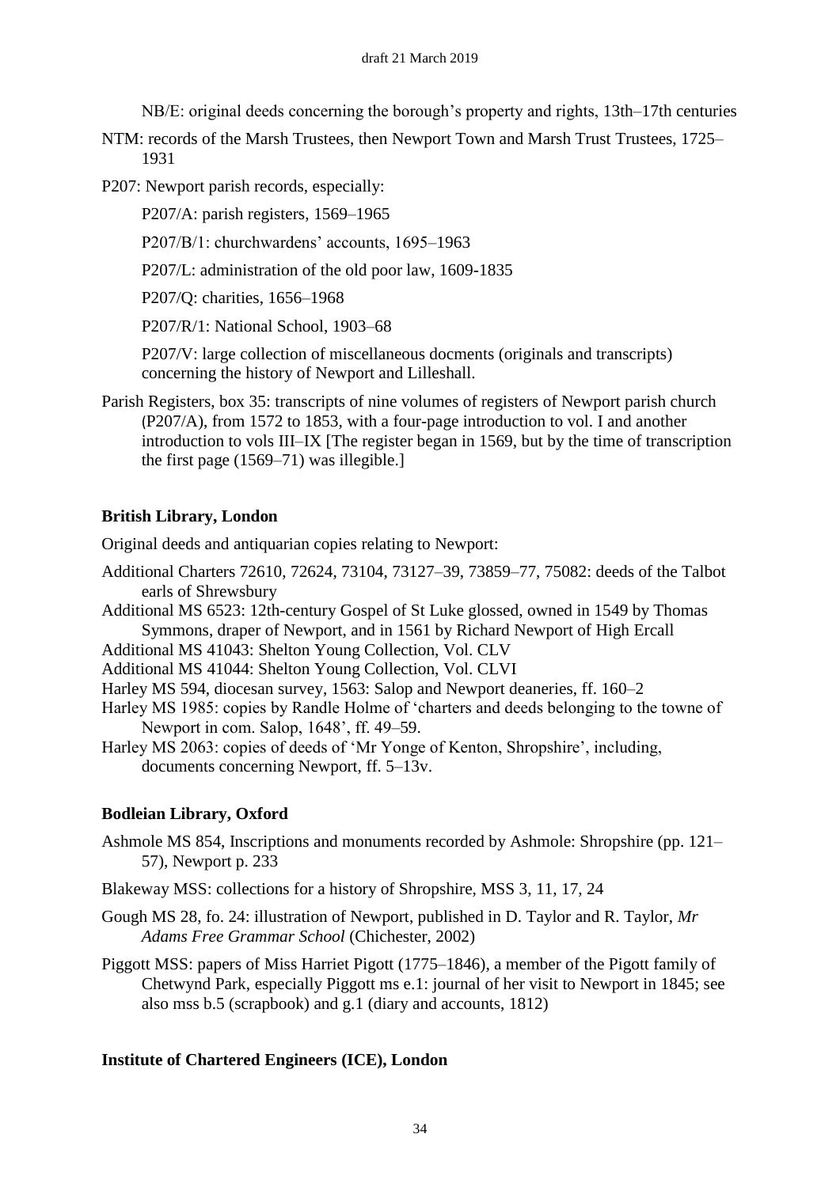NB/E: original deeds concerning the borough's property and rights, 13th–17th centuries

NTM: records of the Marsh Trustees, then Newport Town and Marsh Trust Trustees, 1725–1931

P207: Newport parish records, especially:

P207/A: parish registers, 1569–1965

P207/B/1: churchwardens' accounts, 1695–1963

P207/L: administration of the old poor law, 1609-1835

P207/Q: charities, 1656–1968

P207/R/1: National School, 1903–68

P207/V: large collection of miscellaneous docments (originals and transcripts) concerning the history of Newport and Lilleshall.

Parish Registers, box 35: transcripts of nine volumes of registers of Newport parish church (P207/A), from 1572 to 1853, with a four-page introduction to vol. I and another introduction to vols III–IX [The register began in 1569, but by the time of transcription the first page (1569–71) was illegible.]

**British Library, London**

Original deeds and antiquarian copies relating to Newport:

Additional Charters 72610, 72624, 73104, 73127–39, 73859–77, 75082: deeds of the Talbot earls of Shrewsbury

Additional MS 6523: 12th-century Gospel of St Luke glossed, owned in 1549 by Thomas Symmons, draper of Newport, and in 1561 by Richard Newport of High Ercall

Additional MS 41043: Shelton Young Collection, Vol. CLV

Additional MS 41044: Shelton Young Collection, Vol. CLVI

Harley MS 594, diocesan survey, 1563: Salop and Newport deaneries, ff. 160–2

Harley MS 1985: copies by Randle Holme of 'charters and deeds belonging to the towne of Newport in com. Salop, 1648', ff. 49–59.

Harley MS 2063: copies of deeds of 'Mr Yonge of Kenton, Shropshire', including, documents concerning Newport, ff. 5–13v.

**Bodleian Library, Oxford**

Ashmole MS 854, Inscriptions and monuments recorded by Ashmole: Shropshire (pp. 121–57), Newport p. 233

Blakeway MSS: collections for a history of Shropshire, MSS 3, 11, 17, 24

Gough MS 28, fo. 24: illustration of Newport, published in D. Taylor and R. Taylor, *Mr Adams Free Grammar School* (Chichester, 2002)

Piggott MSS: papers of Miss Harriet Pigott (1775–1846), a member of the Pigott family of Chetwynd Park, especially Piggott ms e.1: journal of her visit to Newport in 1845; see also mss b.5 (scrapbook) and g.1 (diary and accounts, 1812)

**Institute of Chartered Engineers (ICE), London**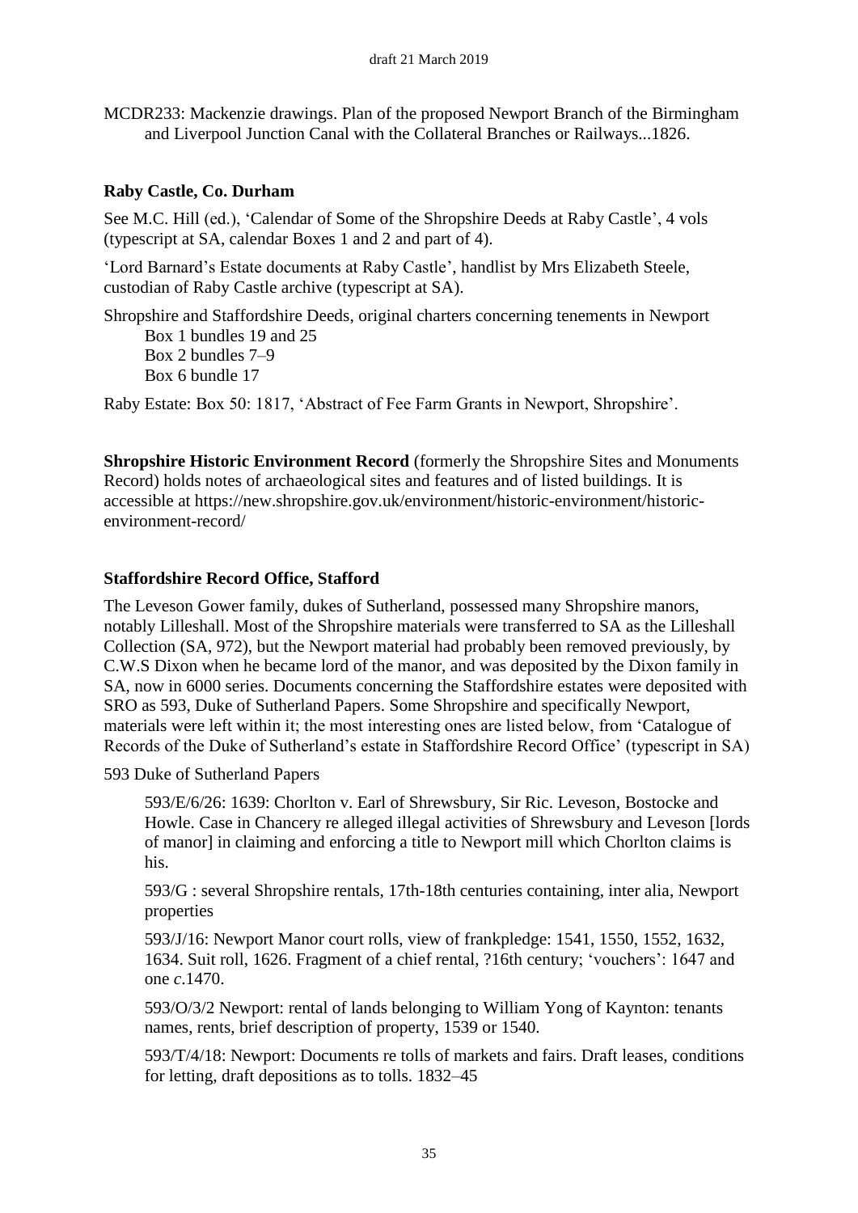MCDR233: Mackenzie drawings. Plan of the proposed Newport Branch of the Birmingham and Liverpool Junction Canal with the Collateral Branches or Railways...1826.

**Raby Castle, Co. Durham**

See M.C. Hill (ed.), 'Calendar of Some of the Shropshire Deeds at Raby Castle', 4 vols (typescript at SA, calendar Boxes 1 and 2 and part of 4).

'Lord Barnard's Estate documents at Raby Castle', handlist by Mrs Elizabeth Steele, custodian of Raby Castle archive (typescript at SA).

Shropshire and Staffordshire Deeds, original charters concerning tenements in Newport
  Box 1 bundles 19 and 25
  Box 2 bundles 7–9
  Box 6 bundle 17

Raby Estate: Box 50: 1817, 'Abstract of Fee Farm Grants in Newport, Shropshire'.

**Shropshire Historic Environment Record** (formerly the Shropshire Sites and Monuments Record) holds notes of archaeological sites and features and of listed buildings. It is accessible at https://new.shropshire.gov.uk/environment/historic-environment/historic-environment-record/

**Staffordshire Record Office, Stafford**

The Leveson Gower family, dukes of Sutherland, possessed many Shropshire manors, notably Lilleshall. Most of the Shropshire materials were transferred to SA as the Lilleshall Collection (SA, 972), but the Newport material had probably been removed previously, by C.W.S Dixon when he became lord of the manor, and was deposited by the Dixon family in SA, now in 6000 series. Documents concerning the Staffordshire estates were deposited with SRO as 593, Duke of Sutherland Papers. Some Shropshire and specifically Newport, materials were left within it; the most interesting ones are listed below, from 'Catalogue of Records of the Duke of Sutherland's estate in Staffordshire Record Office' (typescript in SA)

593 Duke of Sutherland Papers

> 593/E/6/26: 1639: Chorlton v. Earl of Shrewsbury, Sir Ric. Leveson, Bostocke and Howle. Case in Chancery re alleged illegal activities of Shrewsbury and Leveson [lords of manor] in claiming and enforcing a title to Newport mill which Chorlton claims is his.
>
> 593/G : several Shropshire rentals, 17th-18th centuries containing, inter alia, Newport properties
>
> 593/J/16: Newport Manor court rolls, view of frankpledge: 1541, 1550, 1552, 1632, 1634. Suit roll, 1626. Fragment of a chief rental, ?16th century; 'vouchers': 1647 and one *c*.1470.
>
> 593/O/3/2 Newport: rental of lands belonging to William Yong of Kaynton: tenants names, rents, brief description of property, 1539 or 1540.
>
> 593/T/4/18: Newport: Documents re tolls of markets and fairs. Draft leases, conditions for letting, draft depositions as to tolls. 1832–45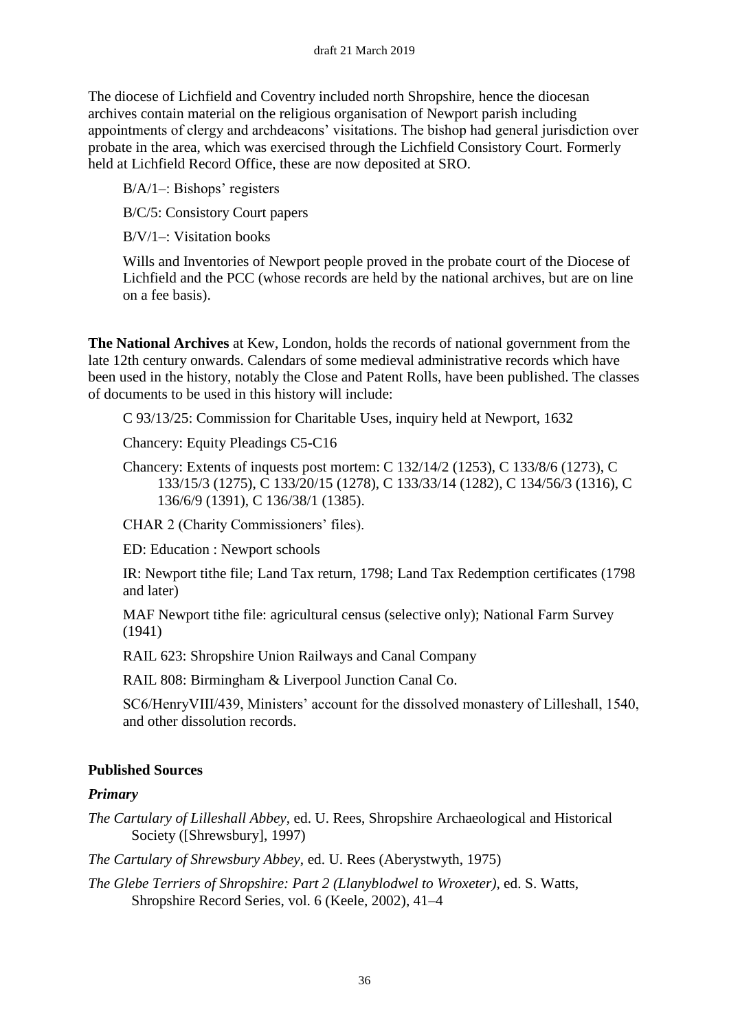The diocese of Lichfield and Coventry included north Shropshire, hence the diocesan archives contain material on the religious organisation of Newport parish including appointments of clergy and archdeacons' visitations. The bishop had general jurisdiction over probate in the area, which was exercised through the Lichfield Consistory Court. Formerly held at Lichfield Record Office, these are now deposited at SRO.

B/A/1–: Bishops' registers

B/C/5: Consistory Court papers

B/V/1–: Visitation books

Wills and Inventories of Newport people proved in the probate court of the Diocese of Lichfield and the PCC (whose records are held by the national archives, but are on line on a fee basis).

**The National Archives** at Kew, London, holds the records of national government from the late 12th century onwards. Calendars of some medieval administrative records which have been used in the history, notably the Close and Patent Rolls, have been published. The classes of documents to be used in this history will include:

C 93/13/25: Commission for Charitable Uses, inquiry held at Newport, 1632

Chancery: Equity Pleadings C5-C16

Chancery: Extents of inquests post mortem: C 132/14/2 (1253), C 133/8/6 (1273), C 133/15/3 (1275), C 133/20/15 (1278), C 133/33/14 (1282), C 134/56/3 (1316), C 136/6/9 (1391), C 136/38/1 (1385).

CHAR 2 (Charity Commissioners' files).

ED: Education : Newport schools

IR: Newport tithe file; Land Tax return, 1798; Land Tax Redemption certificates (1798 and later)

MAF Newport tithe file: agricultural census (selective only); National Farm Survey (1941)

RAIL 623: Shropshire Union Railways and Canal Company

RAIL 808: Birmingham & Liverpool Junction Canal Co.

SC6/HenryVIII/439, Ministers' account for the dissolved monastery of Lilleshall, 1540, and other dissolution records.

## Published Sources

### *Primary*

*The Cartulary of Lilleshall Abbey*, ed. U. Rees, Shropshire Archaeological and Historical Society ([Shrewsbury], 1997)

*The Cartulary of Shrewsbury Abbey*, ed. U. Rees (Aberystwyth, 1975)

*The Glebe Terriers of Shropshire: Part 2 (Llanyblodwel to Wroxeter)*, ed. S. Watts, Shropshire Record Series, vol. 6 (Keele, 2002), 41–4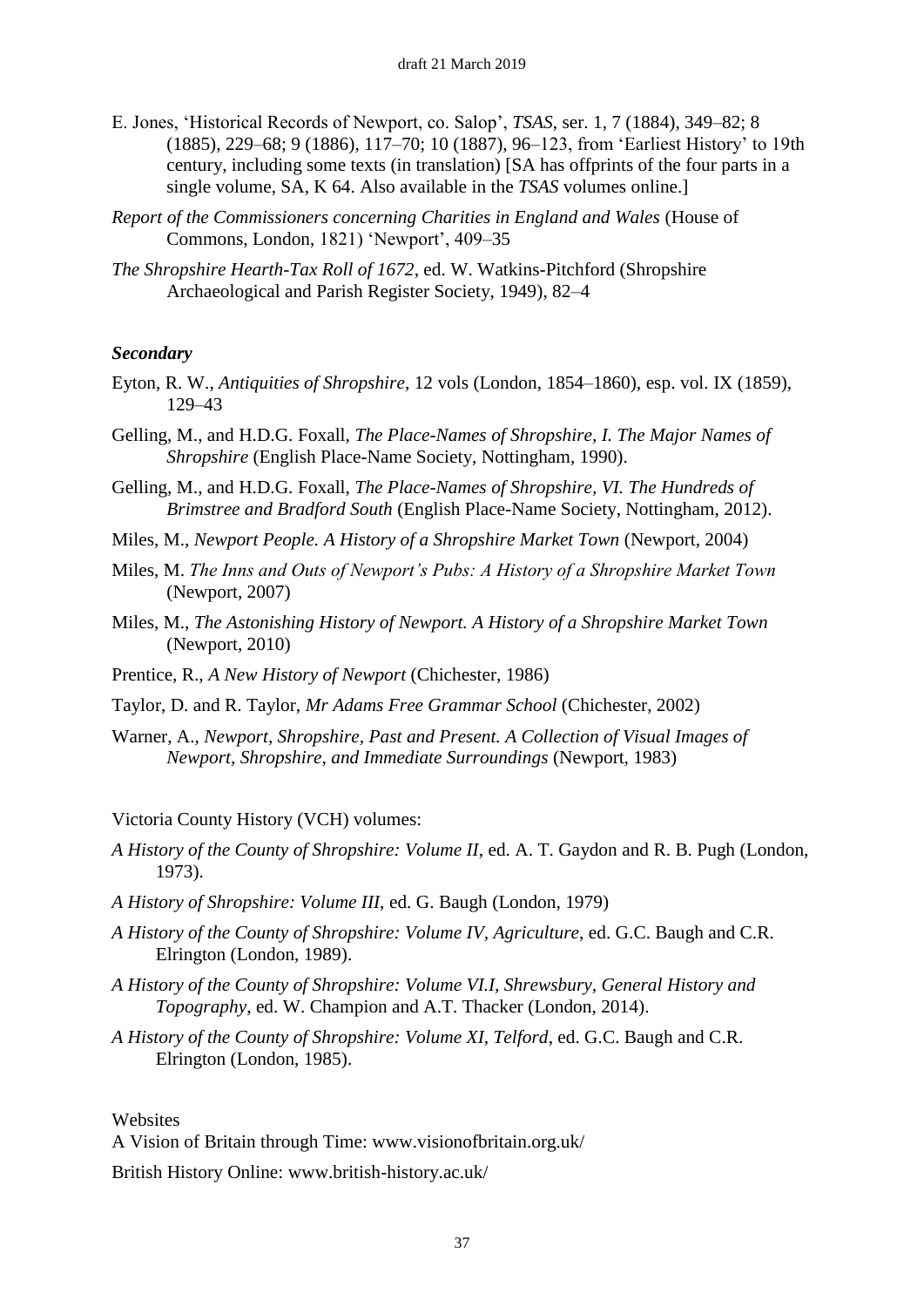E. Jones, 'Historical Records of Newport, co. Salop', *TSAS*, ser. 1, 7 (1884), 349–82; 8 (1885), 229–68; 9 (1886), 117–70; 10 (1887), 96–123, from 'Earliest History' to 19th century, including some texts (in translation) [SA has offprints of the four parts in a single volume, SA, K 64. Also available in the *TSAS* volumes online.]

*Report of the Commissioners concerning Charities in England and Wales* (House of Commons, London, 1821) 'Newport', 409–35

*The Shropshire Hearth-Tax Roll of 1672*, ed. W. Watkins-Pitchford (Shropshire Archaeological and Parish Register Society, 1949), 82–4

### *Secondary*

Eyton, R. W., *Antiquities of Shropshire*, 12 vols (London, 1854–1860), esp. vol. IX (1859), 129–43

Gelling, M., and H.D.G. Foxall, *The Place-Names of Shropshire, I. The Major Names of Shropshire* (English Place-Name Society, Nottingham, 1990).

Gelling, M., and H.D.G. Foxall, *The Place-Names of Shropshire, VI. The Hundreds of Brimstree and Bradford South* (English Place-Name Society, Nottingham, 2012).

Miles, M., *Newport People. A History of a Shropshire Market Town* (Newport, 2004)

Miles, M. *The Inns and Outs of Newport's Pubs: A History of a Shropshire Market Town* (Newport, 2007)

Miles, M., *The Astonishing History of Newport. A History of a Shropshire Market Town* (Newport, 2010)

Prentice, R., *A New History of Newport* (Chichester, 1986)

Taylor, D. and R. Taylor, *Mr Adams Free Grammar School* (Chichester, 2002)

Warner, A., *Newport, Shropshire, Past and Present. A Collection of Visual Images of Newport, Shropshire, and Immediate Surroundings* (Newport, 1983)

Victoria County History (VCH) volumes:

*A History of the County of Shropshire: Volume II*, ed. A. T. Gaydon and R. B. Pugh (London, 1973).

*A History of Shropshire: Volume III*, ed. G. Baugh (London, 1979)

*A History of the County of Shropshire: Volume IV, Agriculture*, ed. G.C. Baugh and C.R. Elrington (London, 1989).

*A History of the County of Shropshire: Volume VI.I, Shrewsbury, General History and Topography*, ed. W. Champion and A.T. Thacker (London, 2014).

*A History of the County of Shropshire: Volume XI, Telford*, ed. G.C. Baugh and C.R. Elrington (London, 1985).

Websites

A Vision of Britain through Time: www.visionofbritain.org.uk/

British History Online: www.british-history.ac.uk/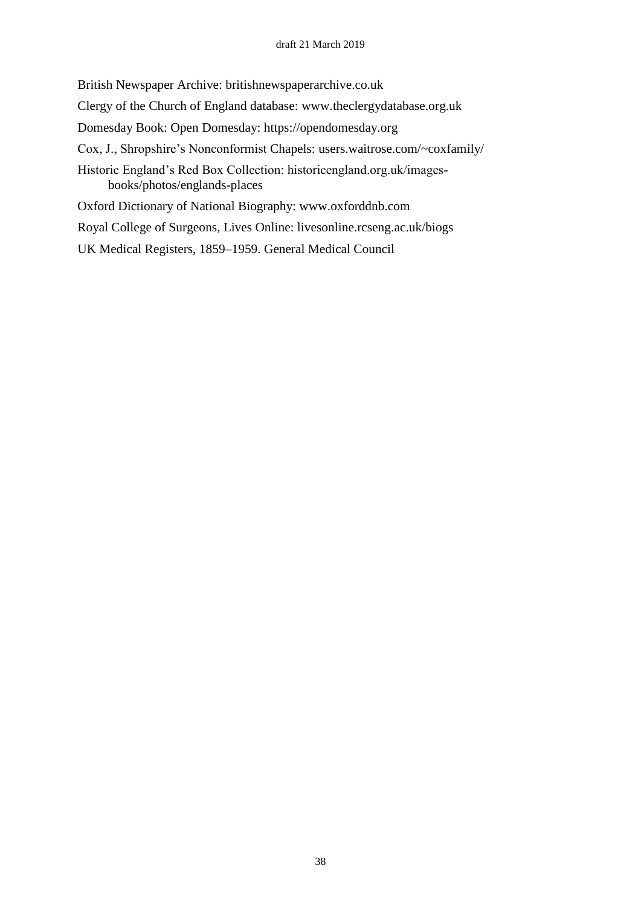British Newspaper Archive: britishnewspaperarchive.co.uk

Clergy of the Church of England database: www.theclergydatabase.org.uk

Domesday Book: Open Domesday: https://opendomesday.org

Cox, J., Shropshire's Nonconformist Chapels: users.waitrose.com/~coxfamily/

Historic England's Red Box Collection: historicengland.org.uk/images-books/photos/englands-places

Oxford Dictionary of National Biography: www.oxforddnb.com

Royal College of Surgeons, Lives Online: livesonline.rcseng.ac.uk/biogs

UK Medical Registers, 1859–1959. General Medical Council